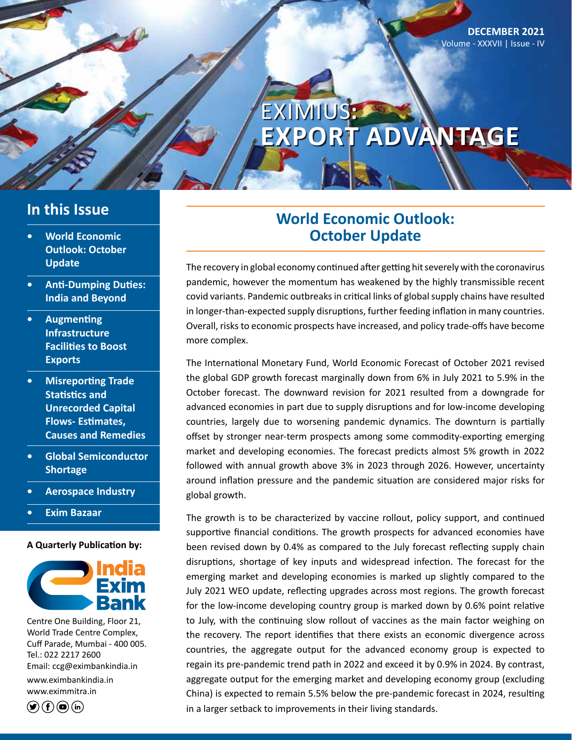DECEMBER 2021
Volume - XXXVII | Issue - IV

# EXIMIUS: EXPORT ADVANTAGE

## In this Issue

- World Economic Outlook: October Update
- Anti-Dumping Duties: India and Beyond
- Augmenting Infrastructure Facilities to Boost Exports
- Misreporting Trade Statistics and Unrecorded Capital Flows- Estimates, Causes and Remedies
- Global Semiconductor Shortage
- Aerospace Industry
- Exim Bazaar

**A Quarterly Publication by:**

India Exim Bank

Centre One Building, Floor 21,
World Trade Centre Complex,
Cuff Parade, Mumbai - 400 005.
Tel.: 022 2217 2600
Email: ccg@eximbankindia.in
www.eximbankindia.in
www.eximmitra.in

## World Economic Outlook: October Update

The recovery in global economy continued after getting hit severely with the coronavirus pandemic, however the momentum has weakened by the highly transmissible recent covid variants. Pandemic outbreaks in critical links of global supply chains have resulted in longer-than-expected supply disruptions, further feeding inflation in many countries. Overall, risks to economic prospects have increased, and policy trade-offs have become more complex.

The International Monetary Fund, World Economic Forecast of October 2021 revised the global GDP growth forecast marginally down from 6% in July 2021 to 5.9% in the October forecast. The downward revision for 2021 resulted from a downgrade for advanced economies in part due to supply disruptions and for low-income developing countries, largely due to worsening pandemic dynamics. The downturn is partially offset by stronger near-term prospects among some commodity-exporting emerging market and developing economies. The forecast predicts almost 5% growth in 2022 followed with annual growth above 3% in 2023 through 2026. However, uncertainty around inflation pressure and the pandemic situation are considered major risks for global growth.

The growth is to be characterized by vaccine rollout, policy support, and continued supportive financial conditions. The growth prospects for advanced economies have been revised down by 0.4% as compared to the July forecast reflecting supply chain disruptions, shortage of key inputs and widespread infection. The forecast for the emerging market and developing economies is marked up slightly compared to the July 2021 WEO update, reflecting upgrades across most regions. The growth forecast for the low-income developing country group is marked down by 0.6% point relative to July, with the continuing slow rollout of vaccines as the main factor weighing on the recovery. The report identifies that there exists an economic divergence across countries, the aggregate output for the advanced economy group is expected to regain its pre-pandemic trend path in 2022 and exceed it by 0.9% in 2024. By contrast, aggregate output for the emerging market and developing economy group (excluding China) is expected to remain 5.5% below the pre-pandemic forecast in 2024, resulting in a larger setback to improvements in their living standards.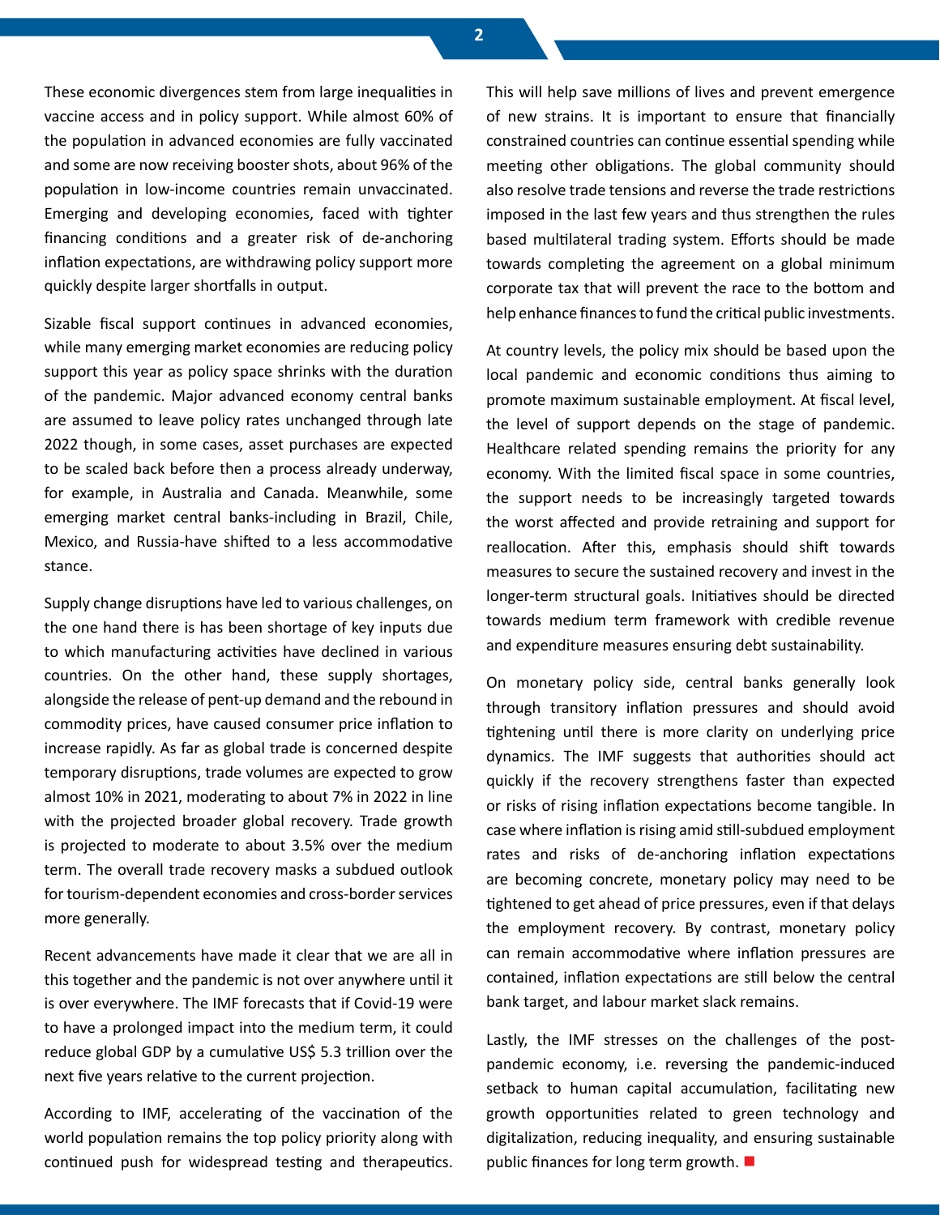These economic divergences stem from large inequalities in vaccine access and in policy support. While almost 60% of the population in advanced economies are fully vaccinated and some are now receiving booster shots, about 96% of the population in low-income countries remain unvaccinated. Emerging and developing economies, faced with tighter financing conditions and a greater risk of de-anchoring inflation expectations, are withdrawing policy support more quickly despite larger shortfalls in output.

Sizable fiscal support continues in advanced economies, while many emerging market economies are reducing policy support this year as policy space shrinks with the duration of the pandemic. Major advanced economy central banks are assumed to leave policy rates unchanged through late 2022 though, in some cases, asset purchases are expected to be scaled back before then a process already underway, for example, in Australia and Canada. Meanwhile, some emerging market central banks-including in Brazil, Chile, Mexico, and Russia-have shifted to a less accommodative stance.

Supply change disruptions have led to various challenges, on the one hand there is has been shortage of key inputs due to which manufacturing activities have declined in various countries. On the other hand, these supply shortages, alongside the release of pent-up demand and the rebound in commodity prices, have caused consumer price inflation to increase rapidly. As far as global trade is concerned despite temporary disruptions, trade volumes are expected to grow almost 10% in 2021, moderating to about 7% in 2022 in line with the projected broader global recovery. Trade growth is projected to moderate to about 3.5% over the medium term. The overall trade recovery masks a subdued outlook for tourism-dependent economies and cross-border services more generally.

Recent advancements have made it clear that we are all in this together and the pandemic is not over anywhere until it is over everywhere. The IMF forecasts that if Covid-19 were to have a prolonged impact into the medium term, it could reduce global GDP by a cumulative US$ 5.3 trillion over the next five years relative to the current projection.

According to IMF, accelerating of the vaccination of the world population remains the top policy priority along with continued push for widespread testing and therapeutics. This will help save millions of lives and prevent emergence of new strains. It is important to ensure that financially constrained countries can continue essential spending while meeting other obligations. The global community should also resolve trade tensions and reverse the trade restrictions imposed in the last few years and thus strengthen the rules based multilateral trading system. Efforts should be made towards completing the agreement on a global minimum corporate tax that will prevent the race to the bottom and help enhance finances to fund the critical public investments.

At country levels, the policy mix should be based upon the local pandemic and economic conditions thus aiming to promote maximum sustainable employment. At fiscal level, the level of support depends on the stage of pandemic. Healthcare related spending remains the priority for any economy. With the limited fiscal space in some countries, the support needs to be increasingly targeted towards the worst affected and provide retraining and support for reallocation. After this, emphasis should shift towards measures to secure the sustained recovery and invest in the longer-term structural goals. Initiatives should be directed towards medium term framework with credible revenue and expenditure measures ensuring debt sustainability.

On monetary policy side, central banks generally look through transitory inflation pressures and should avoid tightening until there is more clarity on underlying price dynamics. The IMF suggests that authorities should act quickly if the recovery strengthens faster than expected or risks of rising inflation expectations become tangible. In case where inflation is rising amid still-subdued employment rates and risks of de-anchoring inflation expectations are becoming concrete, monetary policy may need to be tightened to get ahead of price pressures, even if that delays the employment recovery. By contrast, monetary policy can remain accommodative where inflation pressures are contained, inflation expectations are still below the central bank target, and labour market slack remains.

Lastly, the IMF stresses on the challenges of the post-pandemic economy, i.e. reversing the pandemic-induced setback to human capital accumulation, facilitating new growth opportunities related to green technology and digitalization, reducing inequality, and ensuring sustainable public finances for long term growth. ■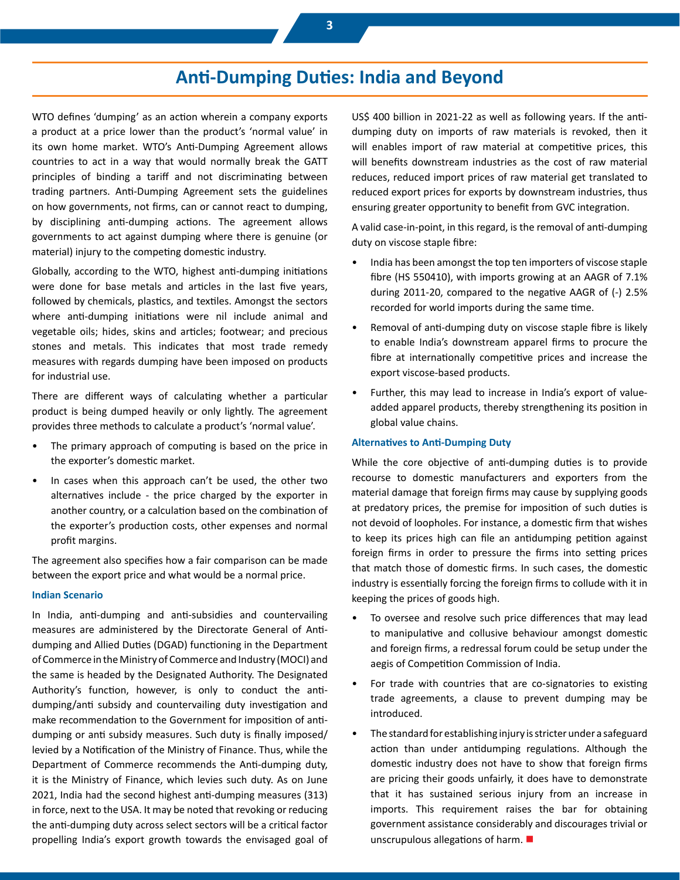# Anti-Dumping Duties: India and Beyond

WTO defines 'dumping' as an action wherein a company exports a product at a price lower than the product's 'normal value' in its own home market. WTO's Anti-Dumping Agreement allows countries to act in a way that would normally break the GATT principles of binding a tariff and not discriminating between trading partners. Anti-Dumping Agreement sets the guidelines on how governments, not firms, can or cannot react to dumping, by disciplining anti-dumping actions. The agreement allows governments to act against dumping where there is genuine (or material) injury to the competing domestic industry.

Globally, according to the WTO, highest anti-dumping initiations were done for base metals and articles in the last five years, followed by chemicals, plastics, and textiles. Amongst the sectors where anti-dumping initiations were nil include animal and vegetable oils; hides, skins and articles; footwear; and precious stones and metals. This indicates that most trade remedy measures with regards dumping have been imposed on products for industrial use.

There are different ways of calculating whether a particular product is being dumped heavily or only lightly. The agreement provides three methods to calculate a product's 'normal value'.

- The primary approach of computing is based on the price in the exporter's domestic market.
- In cases when this approach can't be used, the other two alternatives include - the price charged by the exporter in another country, or a calculation based on the combination of the exporter's production costs, other expenses and normal profit margins.

The agreement also specifies how a fair comparison can be made between the export price and what would be a normal price.

### Indian Scenario

In India, anti-dumping and anti-subsidies and countervailing measures are administered by the Directorate General of Anti-dumping and Allied Duties (DGAD) functioning in the Department of Commerce in the Ministry of Commerce and Industry (MOCI) and the same is headed by the Designated Authority. The Designated Authority's function, however, is only to conduct the anti-dumping/anti subsidy and countervailing duty investigation and make recommendation to the Government for imposition of anti-dumping or anti subsidy measures. Such duty is finally imposed/ levied by a Notification of the Ministry of Finance. Thus, while the Department of Commerce recommends the Anti-dumping duty, it is the Ministry of Finance, which levies such duty. As on June 2021, India had the second highest anti-dumping measures (313) in force, next to the USA. It may be noted that revoking or reducing the anti-dumping duty across select sectors will be a critical factor propelling India's export growth towards the envisaged goal of US$ 400 billion in 2021-22 as well as following years. If the anti-dumping duty on imports of raw materials is revoked, then it will enables import of raw material at competitive prices, this will benefits downstream industries as the cost of raw material reduces, reduced import prices of raw material get translated to reduced export prices for exports by downstream industries, thus ensuring greater opportunity to benefit from GVC integration.

A valid case-in-point, in this regard, is the removal of anti-dumping duty on viscose staple fibre:

- India has been amongst the top ten importers of viscose staple fibre (HS 550410), with imports growing at an AAGR of 7.1% during 2011-20, compared to the negative AAGR of (-) 2.5% recorded for world imports during the same time.
- Removal of anti-dumping duty on viscose staple fibre is likely to enable India's downstream apparel firms to procure the fibre at internationally competitive prices and increase the export viscose-based products.
- Further, this may lead to increase in India's export of value-added apparel products, thereby strengthening its position in global value chains.

### Alternatives to Anti-Dumping Duty

While the core objective of anti-dumping duties is to provide recourse to domestic manufacturers and exporters from the material damage that foreign firms may cause by supplying goods at predatory prices, the premise for imposition of such duties is not devoid of loopholes. For instance, a domestic firm that wishes to keep its prices high can file an antidumping petition against foreign firms in order to pressure the firms into setting prices that match those of domestic firms. In such cases, the domestic industry is essentially forcing the foreign firms to collude with it in keeping the prices of goods high.

- To oversee and resolve such price differences that may lead to manipulative and collusive behaviour amongst domestic and foreign firms, a redressal forum could be setup under the aegis of Competition Commission of India.
- For trade with countries that are co-signatories to existing trade agreements, a clause to prevent dumping may be introduced.
- The standard for establishing injury is stricter under a safeguard action than under antidumping regulations. Although the domestic industry does not have to show that foreign firms are pricing their goods unfairly, it does have to demonstrate that it has sustained serious injury from an increase in imports. This requirement raises the bar for obtaining government assistance considerably and discourages trivial or unscrupulous allegations of harm.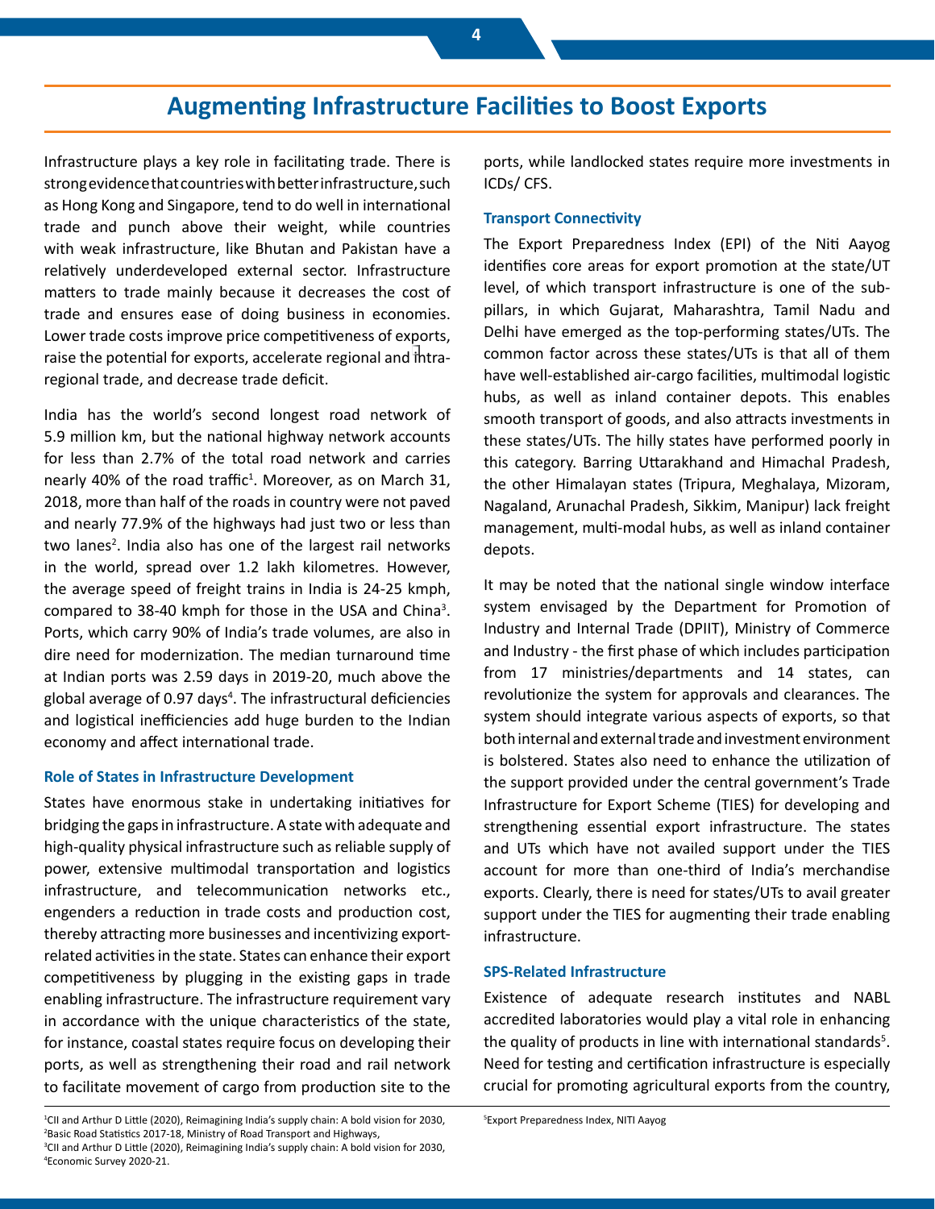# Augmenting Infrastructure Facilities to Boost Exports

Infrastructure plays a key role in facilitating trade. There is strong evidence that countries with better infrastructure, such as Hong Kong and Singapore, tend to do well in international trade and punch above their weight, while countries with weak infrastructure, like Bhutan and Pakistan have a relatively underdeveloped external sector. Infrastructure matters to trade mainly because it decreases the cost of trade and ensures ease of doing business in economies. Lower trade costs improve price competitiveness of exports, raise the potential for exports, accelerate regional and intra-regional trade, and decrease trade deficit.

India has the world's second longest road network of 5.9 million km, but the national highway network accounts for less than 2.7% of the total road network and carries nearly 40% of the road traffic[1]. Moreover, as on March 31, 2018, more than half of the roads in country were not paved and nearly 77.9% of the highways had just two or less than two lanes[2]. India also has one of the largest rail networks in the world, spread over 1.2 lakh kilometres. However, the average speed of freight trains in India is 24-25 kmph, compared to 38-40 kmph for those in the USA and China[3]. Ports, which carry 90% of India's trade volumes, are also in dire need for modernization. The median turnaround time at Indian ports was 2.59 days in 2019-20, much above the global average of 0.97 days[4]. The infrastructural deficiencies and logistical inefficiencies add huge burden to the Indian economy and affect international trade.

### Role of States in Infrastructure Development

States have enormous stake in undertaking initiatives for bridging the gaps in infrastructure. A state with adequate and high-quality physical infrastructure such as reliable supply of power, extensive multimodal transportation and logistics infrastructure, and telecommunication networks etc., engenders a reduction in trade costs and production cost, thereby attracting more businesses and incentivizing export-related activities in the state. States can enhance their export competitiveness by plugging in the existing gaps in trade enabling infrastructure. The infrastructure requirement vary in accordance with the unique characteristics of the state, for instance, coastal states require focus on developing their ports, as well as strengthening their road and rail network to facilitate movement of cargo from production site to the ports, while landlocked states require more investments in ICDs/ CFS.

### Transport Connectivity

The Export Preparedness Index (EPI) of the Niti Aayog identifies core areas for export promotion at the state/UT level, of which transport infrastructure is one of the sub-pillars, in which Gujarat, Maharashtra, Tamil Nadu and Delhi have emerged as the top-performing states/UTs. The common factor across these states/UTs is that all of them have well-established air-cargo facilities, multimodal logistic hubs, as well as inland container depots. This enables smooth transport of goods, and also attracts investments in these states/UTs. The hilly states have performed poorly in this category. Barring Uttarakhand and Himachal Pradesh, the other Himalayan states (Tripura, Meghalaya, Mizoram, Nagaland, Arunachal Pradesh, Sikkim, Manipur) lack freight management, multi-modal hubs, as well as inland container depots.

It may be noted that the national single window interface system envisaged by the Department for Promotion of Industry and Internal Trade (DPIIT), Ministry of Commerce and Industry - the first phase of which includes participation from 17 ministries/departments and 14 states, can revolutionize the system for approvals and clearances. The system should integrate various aspects of exports, so that both internal and external trade and investment environment is bolstered. States also need to enhance the utilization of the support provided under the central government's Trade Infrastructure for Export Scheme (TIES) for developing and strengthening essential export infrastructure. The states and UTs which have not availed support under the TIES account for more than one-third of India's merchandise exports. Clearly, there is need for states/UTs to avail greater support under the TIES for augmenting their trade enabling infrastructure.

### SPS-Related Infrastructure

Existence of adequate research institutes and NABL accredited laboratories would play a vital role in enhancing the quality of products in line with international standards[5]. Need for testing and certification infrastructure is especially crucial for promoting agricultural exports from the country,

---

[1] CII and Arthur D Little (2020), Reimagining India's supply chain: A bold vision for 2030,
[2] Basic Road Statistics 2017-18, Ministry of Road Transport and Highways,
[3] CII and Arthur D Little (2020), Reimagining India's supply chain: A bold vision for 2030,
[4] Economic Survey 2020-21.
[5] Export Preparedness Index, NITI Aayog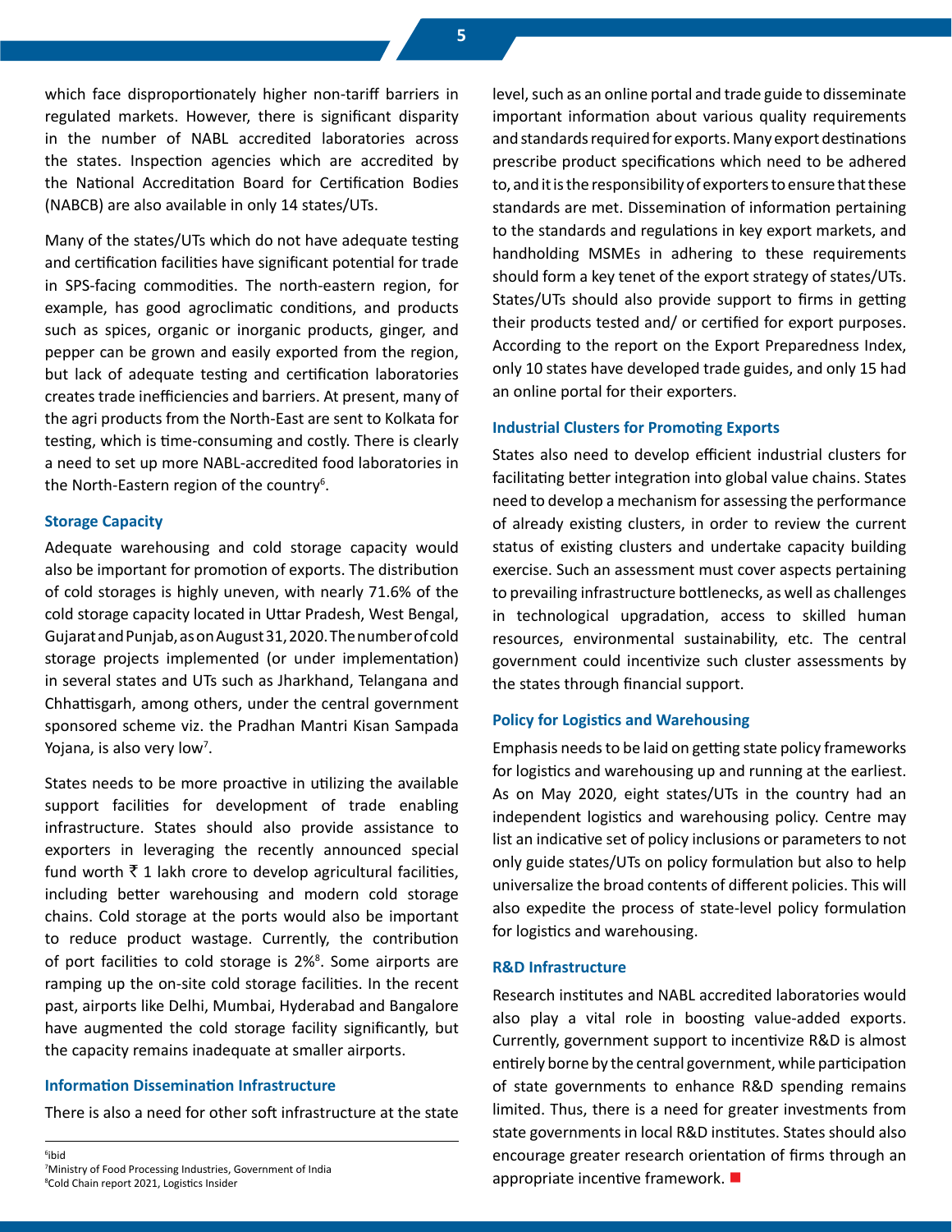which face disproportionately higher non-tariff barriers in regulated markets. However, there is significant disparity in the number of NABL accredited laboratories across the states. Inspection agencies which are accredited by the National Accreditation Board for Certification Bodies (NABCB) are also available in only 14 states/UTs.

Many of the states/UTs which do not have adequate testing and certification facilities have significant potential for trade in SPS-facing commodities. The north-eastern region, for example, has good agroclimatic conditions, and products such as spices, organic or inorganic products, ginger, and pepper can be grown and easily exported from the region, but lack of adequate testing and certification laboratories creates trade inefficiencies and barriers. At present, many of the agri products from the North-East are sent to Kolkata for testing, which is time-consuming and costly. There is clearly a need to set up more NABL-accredited food laboratories in the North-Eastern region of the country[6].

### Storage Capacity

Adequate warehousing and cold storage capacity would also be important for promotion of exports. The distribution of cold storages is highly uneven, with nearly 71.6% of the cold storage capacity located in Uttar Pradesh, West Bengal, Gujarat and Punjab, as on August 31, 2020. The number of cold storage projects implemented (or under implementation) in several states and UTs such as Jharkhand, Telangana and Chhattisgarh, among others, under the central government sponsored scheme viz. the Pradhan Mantri Kisan Sampada Yojana, is also very low[7].

States needs to be more proactive in utilizing the available support facilities for development of trade enabling infrastructure. States should also provide assistance to exporters in leveraging the recently announced special fund worth ₹ 1 lakh crore to develop agricultural facilities, including better warehousing and modern cold storage chains. Cold storage at the ports would also be important to reduce product wastage. Currently, the contribution of port facilities to cold storage is 2%[8]. Some airports are ramping up the on-site cold storage facilities. In the recent past, airports like Delhi, Mumbai, Hyderabad and Bangalore have augmented the cold storage facility significantly, but the capacity remains inadequate at smaller airports.

### Information Dissemination Infrastructure

There is also a need for other soft infrastructure at the state level, such as an online portal and trade guide to disseminate important information about various quality requirements and standards required for exports. Many export destinations prescribe product specifications which need to be adhered to, and it is the responsibility of exporters to ensure that these standards are met. Dissemination of information pertaining to the standards and regulations in key export markets, and handholding MSMEs in adhering to these requirements should form a key tenet of the export strategy of states/UTs. States/UTs should also provide support to firms in getting their products tested and/ or certified for export purposes. According to the report on the Export Preparedness Index, only 10 states have developed trade guides, and only 15 had an online portal for their exporters.

### Industrial Clusters for Promoting Exports

States also need to develop efficient industrial clusters for facilitating better integration into global value chains. States need to develop a mechanism for assessing the performance of already existing clusters, in order to review the current status of existing clusters and undertake capacity building exercise. Such an assessment must cover aspects pertaining to prevailing infrastructure bottlenecks, as well as challenges in technological upgradation, access to skilled human resources, environmental sustainability, etc. The central government could incentivize such cluster assessments by the states through financial support.

### Policy for Logistics and Warehousing

Emphasis needs to be laid on getting state policy frameworks for logistics and warehousing up and running at the earliest. As on May 2020, eight states/UTs in the country had an independent logistics and warehousing policy. Centre may list an indicative set of policy inclusions or parameters to not only guide states/UTs on policy formulation but also to help universalize the broad contents of different policies. This will also expedite the process of state-level policy formulation for logistics and warehousing.

### R&D Infrastructure

Research institutes and NABL accredited laboratories would also play a vital role in boosting value-added exports. Currently, government support to incentivize R&D is almost entirely borne by the central government, while participation of state governments to enhance R&D spending remains limited. Thus, there is a need for greater investments from state governments in local R&D institutes. States should also encourage greater research orientation of firms through an appropriate incentive framework.

---

[6] ibid
[7] Ministry of Food Processing Industries, Government of India
[8] Cold Chain report 2021, Logistics Insider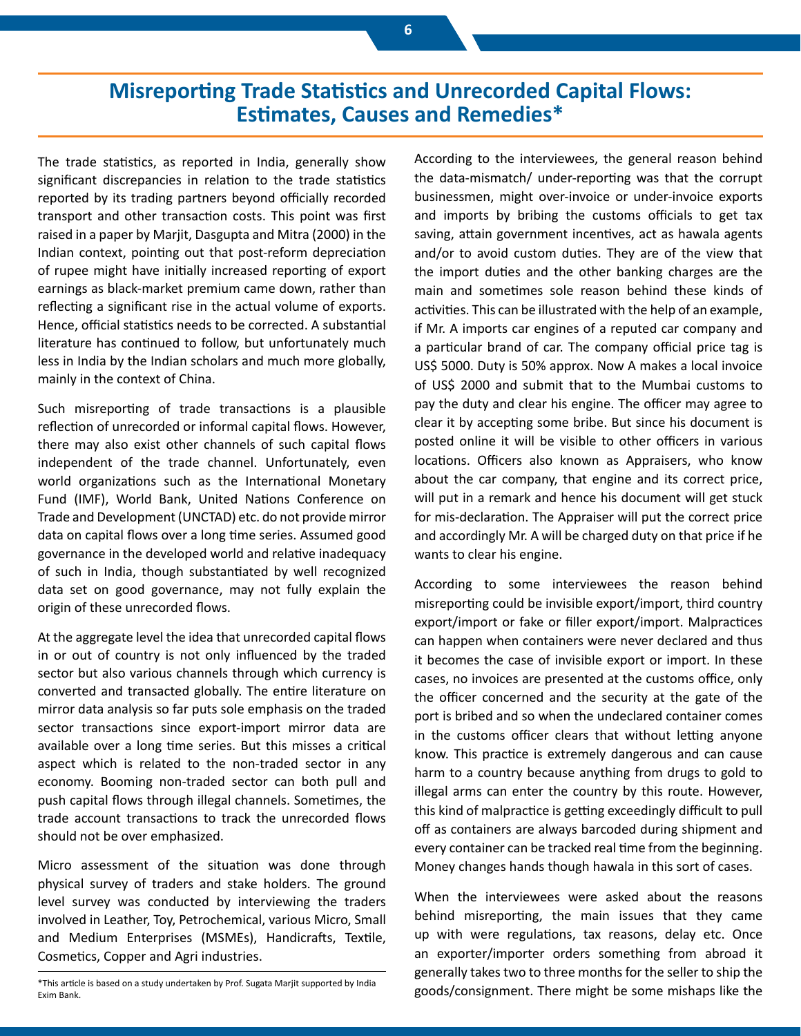## Misreporting Trade Statistics and Unrecorded Capital Flows: Estimates, Causes and Remedies*

The trade statistics, as reported in India, generally show significant discrepancies in relation to the trade statistics reported by its trading partners beyond officially recorded transport and other transaction costs. This point was first raised in a paper by Marjit, Dasgupta and Mitra (2000) in the Indian context, pointing out that post-reform depreciation of rupee might have initially increased reporting of export earnings as black-market premium came down, rather than reflecting a significant rise in the actual volume of exports. Hence, official statistics needs to be corrected. A substantial literature has continued to follow, but unfortunately much less in India by the Indian scholars and much more globally, mainly in the context of China.

Such misreporting of trade transactions is a plausible reflection of unrecorded or informal capital flows. However, there may also exist other channels of such capital flows independent of the trade channel. Unfortunately, even world organizations such as the International Monetary Fund (IMF), World Bank, United Nations Conference on Trade and Development (UNCTAD) etc. do not provide mirror data on capital flows over a long time series. Assumed good governance in the developed world and relative inadequacy of such in India, though substantiated by well recognized data set on good governance, may not fully explain the origin of these unrecorded flows.

At the aggregate level the idea that unrecorded capital flows in or out of country is not only influenced by the traded sector but also various channels through which currency is converted and transacted globally. The entire literature on mirror data analysis so far puts sole emphasis on the traded sector transactions since export-import mirror data are available over a long time series. But this misses a critical aspect which is related to the non-traded sector in any economy. Booming non-traded sector can both pull and push capital flows through illegal channels. Sometimes, the trade account transactions to track the unrecorded flows should not be over emphasized.

Micro assessment of the situation was done through physical survey of traders and stake holders. The ground level survey was conducted by interviewing the traders involved in Leather, Toy, Petrochemical, various Micro, Small and Medium Enterprises (MSMEs), Handicrafts, Textile, Cosmetics, Copper and Agri industries.

According to the interviewees, the general reason behind the data-mismatch/ under-reporting was that the corrupt businessmen, might over-invoice or under-invoice exports and imports by bribing the customs officials to get tax saving, attain government incentives, act as hawala agents and/or to avoid custom duties. They are of the view that the import duties and the other banking charges are the main and sometimes sole reason behind these kinds of activities. This can be illustrated with the help of an example, if Mr. A imports car engines of a reputed car company and a particular brand of car. The company official price tag is US$ 5000. Duty is 50% approx. Now A makes a local invoice of US$ 2000 and submit that to the Mumbai customs to pay the duty and clear his engine. The officer may agree to clear it by accepting some bribe. But since his document is posted online it will be visible to other officers in various locations. Officers also known as Appraisers, who know about the car company, that engine and its correct price, will put in a remark and hence his document will get stuck for mis-declaration. The Appraiser will put the correct price and accordingly Mr. A will be charged duty on that price if he wants to clear his engine.

According to some interviewees the reason behind misreporting could be invisible export/import, third country export/import or fake or filler export/import. Malpractices can happen when containers were never declared and thus it becomes the case of invisible export or import. In these cases, no invoices are presented at the customs office, only the officer concerned and the security at the gate of the port is bribed and so when the undeclared container comes in the customs officer clears that without letting anyone know. This practice is extremely dangerous and can cause harm to a country because anything from drugs to gold to illegal arms can enter the country by this route. However, this kind of malpractice is getting exceedingly difficult to pull off as containers are always barcoded during shipment and every container can be tracked real time from the beginning. Money changes hands though hawala in this sort of cases.

When the interviewees were asked about the reasons behind misreporting, the main issues that they came up with were regulations, tax reasons, delay etc. Once an exporter/importer orders something from abroad it generally takes two to three months for the seller to ship the goods/consignment. There might be some mishaps like the

*This article is based on a study undertaken by Prof. Sugata Marjit supported by India Exim Bank.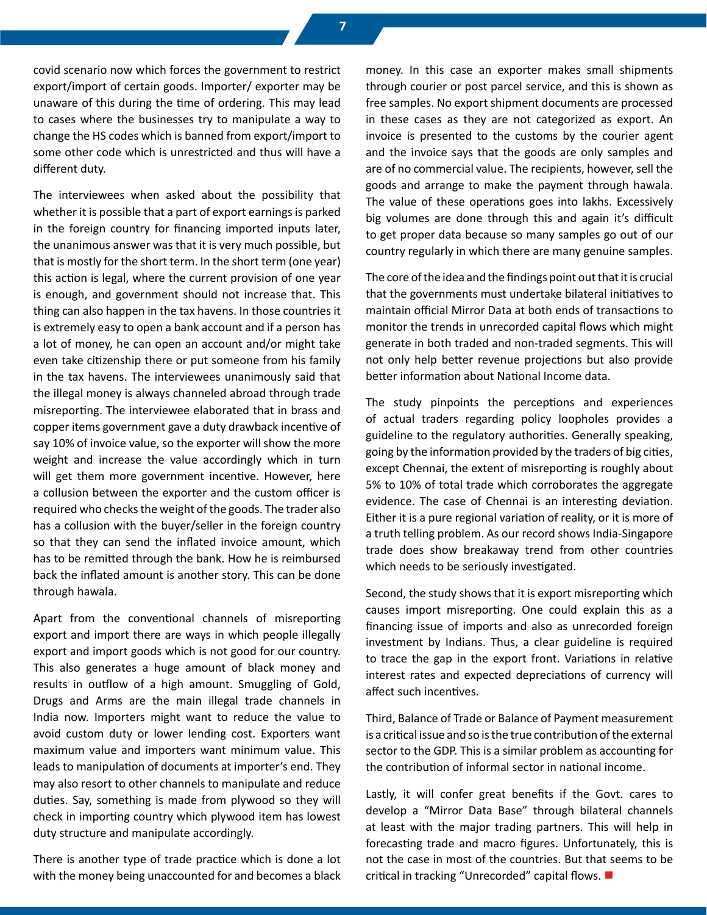covid scenario now which forces the government to restrict export/import of certain goods. Importer/ exporter may be unaware of this during the time of ordering. This may lead to cases where the businesses try to manipulate a way to change the HS codes which is banned from export/import to some other code which is unrestricted and thus will have a different duty.

The interviewees when asked about the possibility that whether it is possible that a part of export earnings is parked in the foreign country for financing imported inputs later, the unanimous answer was that it is very much possible, but that is mostly for the short term. In the short term (one year) this action is legal, where the current provision of one year is enough, and government should not increase that. This thing can also happen in the tax havens. In those countries it is extremely easy to open a bank account and if a person has a lot of money, he can open an account and/or might take even take citizenship there or put someone from his family in the tax havens. The interviewees unanimously said that the illegal money is always channeled abroad through trade misreporting. The interviewee elaborated that in brass and copper items government gave a duty drawback incentive of say 10% of invoice value, so the exporter will show the more weight and increase the value accordingly which in turn will get them more government incentive. However, here a collusion between the exporter and the custom officer is required who checks the weight of the goods. The trader also has a collusion with the buyer/seller in the foreign country so that they can send the inflated invoice amount, which has to be remitted through the bank. How he is reimbursed back the inflated amount is another story. This can be done through hawala.

Apart from the conventional channels of misreporting export and import there are ways in which people illegally export and import goods which is not good for our country. This also generates a huge amount of black money and results in outflow of a high amount. Smuggling of Gold, Drugs and Arms are the main illegal trade channels in India now. Importers might want to reduce the value to avoid custom duty or lower lending cost. Exporters want maximum value and importers want minimum value. This leads to manipulation of documents at importer's end. They may also resort to other channels to manipulate and reduce duties. Say, something is made from plywood so they will check in importing country which plywood item has lowest duty structure and manipulate accordingly.

There is another type of trade practice which is done a lot with the money being unaccounted for and becomes a black money. In this case an exporter makes small shipments through courier or post parcel service, and this is shown as free samples. No export shipment documents are processed in these cases as they are not categorized as export. An invoice is presented to the customs by the courier agent and the invoice says that the goods are only samples and are of no commercial value. The recipients, however, sell the goods and arrange to make the payment through hawala. The value of these operations goes into lakhs. Excessively big volumes are done through this and again it's difficult to get proper data because so many samples go out of our country regularly in which there are many genuine samples.

The core of the idea and the findings point out that it is crucial that the governments must undertake bilateral initiatives to maintain official Mirror Data at both ends of transactions to monitor the trends in unrecorded capital flows which might generate in both traded and non-traded segments. This will not only help better revenue projections but also provide better information about National Income data.

The study pinpoints the perceptions and experiences of actual traders regarding policy loopholes provides a guideline to the regulatory authorities. Generally speaking, going by the information provided by the traders of big cities, except Chennai, the extent of misreporting is roughly about 5% to 10% of total trade which corroborates the aggregate evidence. The case of Chennai is an interesting deviation. Either it is a pure regional variation of reality, or it is more of a truth telling problem. As our record shows India-Singapore trade does show breakaway trend from other countries which needs to be seriously investigated.

Second, the study shows that it is export misreporting which causes import misreporting. One could explain this as a financing issue of imports and also as unrecorded foreign investment by Indians. Thus, a clear guideline is required to trace the gap in the export front. Variations in relative interest rates and expected depreciations of currency will affect such incentives.

Third, Balance of Trade or Balance of Payment measurement is a critical issue and so is the true contribution of the external sector to the GDP. This is a similar problem as accounting for the contribution of informal sector in national income.

Lastly, it will confer great benefits if the Govt. cares to develop a "Mirror Data Base" through bilateral channels at least with the major trading partners. This will help in forecasting trade and macro figures. Unfortunately, this is not the case in most of the countries. But that seems to be critical in tracking "Unrecorded" capital flows. ■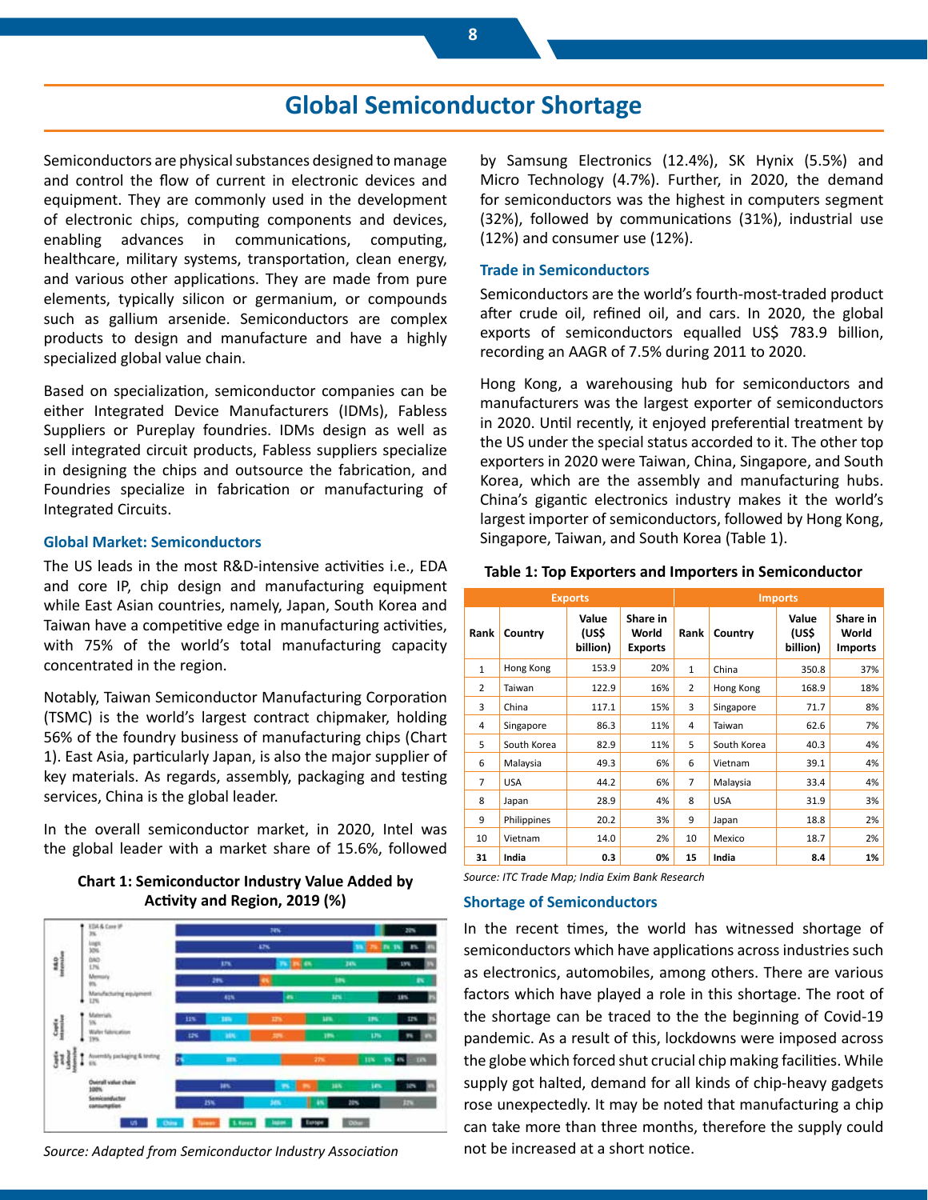# Global Semiconductor Shortage

Semiconductors are physical substances designed to manage and control the flow of current in electronic devices and equipment. They are commonly used in the development of electronic chips, computing components and devices, enabling advances in communications, computing, healthcare, military systems, transportation, clean energy, and various other applications. They are made from pure elements, typically silicon or germanium, or compounds such as gallium arsenide. Semiconductors are complex products to design and manufacture and have a highly specialized global value chain.

Based on specialization, semiconductor companies can be either Integrated Device Manufacturers (IDMs), Fabless Suppliers or Pureplay foundries. IDMs design as well as sell integrated circuit products, Fabless suppliers specialize in designing the chips and outsource the fabrication, and Foundries specialize in fabrication or manufacturing of Integrated Circuits.

### Global Market: Semiconductors

The US leads in the most R&D-intensive activities i.e., EDA and core IP, chip design and manufacturing equipment while East Asian countries, namely, Japan, South Korea and Taiwan have a competitive edge in manufacturing activities, with 75% of the world's total manufacturing capacity concentrated in the region.

Notably, Taiwan Semiconductor Manufacturing Corporation (TSMC) is the world's largest contract chipmaker, holding 56% of the foundry business of manufacturing chips (Chart 1). East Asia, particularly Japan, is also the major supplier of key materials. As regards, assembly, packaging and testing services, China is the global leader.

In the overall semiconductor market, in 2020, Intel was the global leader with a market share of 15.6%, followed by Samsung Electronics (12.4%), SK Hynix (5.5%) and Micro Technology (4.7%). Further, in 2020, the demand for semiconductors was the highest in computers segment (32%), followed by communications (31%), industrial use (12%) and consumer use (12%).

**Chart 1: Semiconductor Industry Value Added by Activity and Region, 2019 (%)**

*Source: Adapted from Semiconductor Industry Association*

### Trade in Semiconductors

Semiconductors are the world's fourth-most-traded product after crude oil, refined oil, and cars. In 2020, the global exports of semiconductors equalled US$ 783.9 billion, recording an AAGR of 7.5% during 2011 to 2020.

Hong Kong, a warehousing hub for semiconductors and manufacturers was the largest exporter of semiconductors in 2020. Until recently, it enjoyed preferential treatment by the US under the special status accorded to it. The other top exporters in 2020 were Taiwan, China, Singapore, and South Korea, which are the assembly and manufacturing hubs. China's gigantic electronics industry makes it the world's largest importer of semiconductors, followed by Hong Kong, Singapore, Taiwan, and South Korea (Table 1).

**Table 1: Top Exporters and Importers in Semiconductor**

| Exports | | | | Imports | | | |
|---|---|---|---|---|---|---|---|
| Rank | Country | Value (US$ billion) | Share in World Exports | Rank | Country | Value (US$ billion) | Share in World Imports |
| 1 | Hong Kong | 153.9 | 20% | 1 | China | 350.8 | 37% |
| 2 | Taiwan | 122.9 | 16% | 2 | Hong Kong | 168.9 | 18% |
| 3 | China | 117.1 | 15% | 3 | Singapore | 71.7 | 8% |
| 4 | Singapore | 86.3 | 11% | 4 | Taiwan | 62.6 | 7% |
| 5 | South Korea | 82.9 | 11% | 5 | South Korea | 40.3 | 4% |
| 6 | Malaysia | 49.3 | 6% | 6 | Vietnam | 39.1 | 4% |
| 7 | USA | 44.2 | 6% | 7 | Malaysia | 33.4 | 4% |
| 8 | Japan | 28.9 | 4% | 8 | USA | 31.9 | 3% |
| 9 | Philippines | 20.2 | 3% | 9 | Japan | 18.8 | 2% |
| 10 | Vietnam | 14.0 | 2% | 10 | Mexico | 18.7 | 2% |
| **31** | **India** | **0.3** | **0%** | **15** | **India** | **8.4** | **1%** |

*Source: ITC Trade Map; India Exim Bank Research*

### Shortage of Semiconductors

In the recent times, the world has witnessed shortage of semiconductors which have applications across industries such as electronics, automobiles, among others. There are various factors which have played a role in this shortage. The root of the shortage can be traced to the the beginning of Covid-19 pandemic. As a result of this, lockdowns were imposed across the globe which forced shut crucial chip making facilities. While supply got halted, demand for all kinds of chip-heavy gadgets rose unexpectedly. It may be noted that manufacturing a chip can take more than three months, therefore the supply could not be increased at a short notice.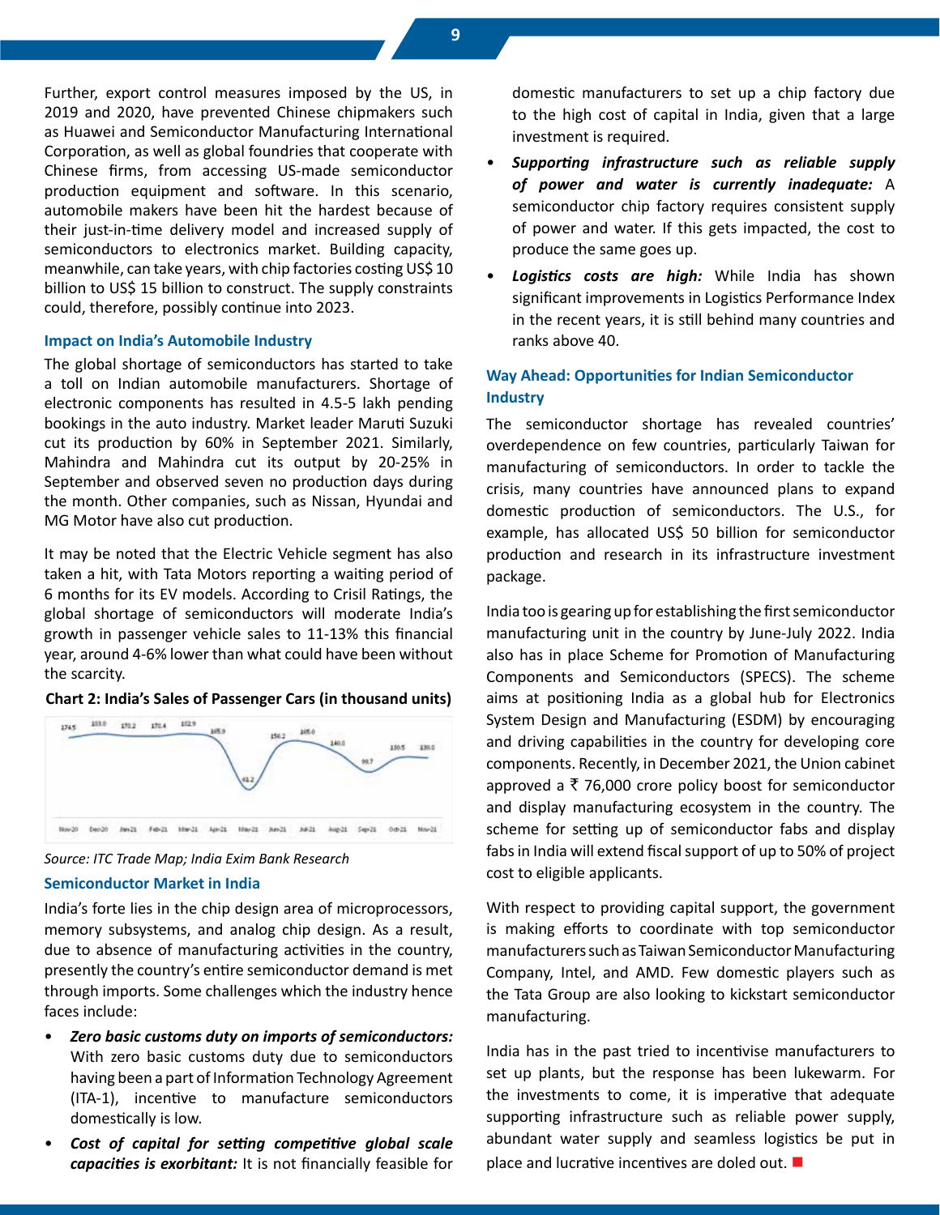Further, export control measures imposed by the US, in 2019 and 2020, have prevented Chinese chipmakers such as Huawei and Semiconductor Manufacturing International Corporation, as well as global foundries that cooperate with Chinese firms, from accessing US-made semiconductor production equipment and software. In this scenario, automobile makers have been hit the hardest because of their just-in-time delivery model and increased supply of semiconductors to electronics market. Building capacity, meanwhile, can take years, with chip factories costing US$ 10 billion to US$ 15 billion to construct. The supply constraints could, therefore, possibly continue into 2023.

### Impact on India's Automobile Industry

The global shortage of semiconductors has started to take a toll on Indian automobile manufacturers. Shortage of electronic components has resulted in 4.5-5 lakh pending bookings in the auto industry. Market leader Maruti Suzuki cut its production by 60% in September 2021. Similarly, Mahindra and Mahindra cut its output by 20-25% in September and observed seven no production days during the month. Other companies, such as Nissan, Hyundai and MG Motor have also cut production.

It may be noted that the Electric Vehicle segment has also taken a hit, with Tata Motors reporting a waiting period of 6 months for its EV models. According to Crisil Ratings, the global shortage of semiconductors will moderate India's growth in passenger vehicle sales to 11-13% this financial year, around 4-6% lower than what could have been without the scarcity.

**Chart 2: India's Sales of Passenger Cars (in thousand units)**

| Month | Sales |
|---|---|
| Nov-20 | 174.5 |
| Dec-20 | 183.0 |
| Jan-21 | 178.2 |
| Feb-21 | 178.4 |
| Mar-21 | 182.9 |
| Apr-21 | 165.9 |
| May-21 | 41.2 |
| Jun-21 | 156.2 |
| Jul-21 | 165.0 |
| Aug-21 | 140.0 |
| Sep-21 | 99.7 |
| Oct-21 | 130.5 |
| Nov-21 | 130.0 |

*Source: ITC Trade Map; India Exim Bank Research*

### Semiconductor Market in India

India's forte lies in the chip design area of microprocessors, memory subsystems, and analog chip design. As a result, due to absence of manufacturing activities in the country, presently the country's entire semiconductor demand is met through imports. Some challenges which the industry hence faces include:

- ***Zero basic customs duty on imports of semiconductors:*** With zero basic customs duty due to semiconductors having been a part of Information Technology Agreement (ITA-1), incentive to manufacture semiconductors domestically is low.
- ***Cost of capital for setting competitive global scale capacities is exorbitant:*** It is not financially feasible for domestic manufacturers to set up a chip factory due to the high cost of capital in India, given that a large investment is required.
- ***Supporting infrastructure such as reliable supply of power and water is currently inadequate:*** A semiconductor chip factory requires consistent supply of power and water. If this gets impacted, the cost to produce the same goes up.
- ***Logistics costs are high:*** While India has shown significant improvements in Logistics Performance Index in the recent years, it is still behind many countries and ranks above 40.

### Way Ahead: Opportunities for Indian Semiconductor Industry

The semiconductor shortage has revealed countries' overdependence on few countries, particularly Taiwan for manufacturing of semiconductors. In order to tackle the crisis, many countries have announced plans to expand domestic production of semiconductors. The U.S., for example, has allocated US$ 50 billion for semiconductor production and research in its infrastructure investment package.

India too is gearing up for establishing the first semiconductor manufacturing unit in the country by June-July 2022. India also has in place Scheme for Promotion of Manufacturing Components and Semiconductors (SPECS). The scheme aims at positioning India as a global hub for Electronics System Design and Manufacturing (ESDM) by encouraging and driving capabilities in the country for developing core components. Recently, in December 2021, the Union cabinet approved a ₹ 76,000 crore policy boost for semiconductor and display manufacturing ecosystem in the country. The scheme for setting up of semiconductor fabs and display fabs in India will extend fiscal support of up to 50% of project cost to eligible applicants.

With respect to providing capital support, the government is making efforts to coordinate with top semiconductor manufacturers such as Taiwan Semiconductor Manufacturing Company, Intel, and AMD. Few domestic players such as the Tata Group are also looking to kickstart semiconductor manufacturing.

India has in the past tried to incentivise manufacturers to set up plants, but the response has been lukewarm. For the investments to come, it is imperative that adequate supporting infrastructure such as reliable power supply, abundant water supply and seamless logistics be put in place and lucrative incentives are doled out.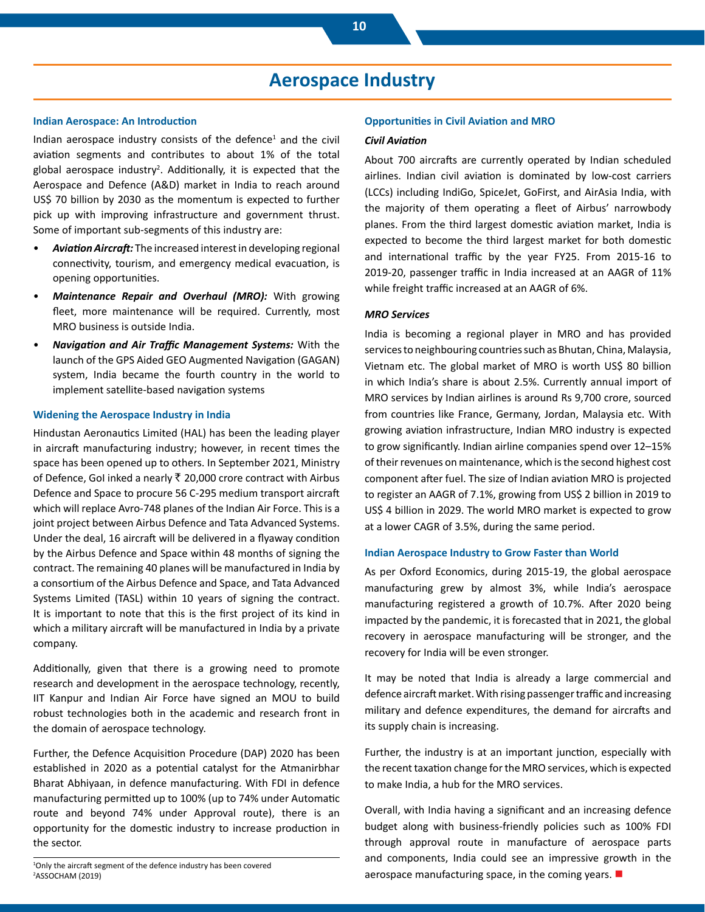# Aerospace Industry

### Indian Aerospace: An Introduction

Indian aerospace industry consists of the defence[1] and the civil aviation segments and contributes to about 1% of the total global aerospace industry[2]. Additionally, it is expected that the Aerospace and Defence (A&D) market in India to reach around US$ 70 billion by 2030 as the momentum is expected to further pick up with improving infrastructure and government thrust. Some of important sub-segments of this industry are:

- ***Aviation Aircraft:*** The increased interest in developing regional connectivity, tourism, and emergency medical evacuation, is opening opportunities.
- ***Maintenance Repair and Overhaul (MRO):*** With growing fleet, more maintenance will be required. Currently, most MRO business is outside India.
- ***Navigation and Air Traffic Management Systems:*** With the launch of the GPS Aided GEO Augmented Navigation (GAGAN) system, India became the fourth country in the world to implement satellite-based navigation systems

### Widening the Aerospace Industry in India

Hindustan Aeronautics Limited (HAL) has been the leading player in aircraft manufacturing industry; however, in recent times the space has been opened up to others. In September 2021, Ministry of Defence, GoI inked a nearly ₹ 20,000 crore contract with Airbus Defence and Space to procure 56 C-295 medium transport aircraft which will replace Avro-748 planes of the Indian Air Force. This is a joint project between Airbus Defence and Tata Advanced Systems. Under the deal, 16 aircraft will be delivered in a flyaway condition by the Airbus Defence and Space within 48 months of signing the contract. The remaining 40 planes will be manufactured in India by a consortium of the Airbus Defence and Space, and Tata Advanced Systems Limited (TASL) within 10 years of signing the contract. It is important to note that this is the first project of its kind in which a military aircraft will be manufactured in India by a private company.

Additionally, given that there is a growing need to promote research and development in the aerospace technology, recently, IIT Kanpur and Indian Air Force have signed an MOU to build robust technologies both in the academic and research front in the domain of aerospace technology.

Further, the Defence Acquisition Procedure (DAP) 2020 has been established in 2020 as a potential catalyst for the Atmanirbhar Bharat Abhiyaan, in defence manufacturing. With FDI in defence manufacturing permitted up to 100% (up to 74% under Automatic route and beyond 74% under Approval route), there is an opportunity for the domestic industry to increase production in the sector.

### Opportunities in Civil Aviation and MRO

#### *Civil Aviation*

About 700 aircrafts are currently operated by Indian scheduled airlines. Indian civil aviation is dominated by low-cost carriers (LCCs) including IndiGo, SpiceJet, GoFirst, and AirAsia India, with the majority of them operating a fleet of Airbus' narrowbody planes. From the third largest domestic aviation market, India is expected to become the third largest market for both domestic and international traffic by the year FY25. From 2015-16 to 2019-20, passenger traffic in India increased at an AAGR of 11% while freight traffic increased at an AAGR of 6%.

#### *MRO Services*

India is becoming a regional player in MRO and has provided services to neighbouring countries such as Bhutan, China, Malaysia, Vietnam etc. The global market of MRO is worth US$ 80 billion in which India's share is about 2.5%. Currently annual import of MRO services by Indian airlines is around Rs 9,700 crore, sourced from countries like France, Germany, Jordan, Malaysia etc. With growing aviation infrastructure, Indian MRO industry is expected to grow significantly. Indian airline companies spend over 12–15% of their revenues on maintenance, which is the second highest cost component after fuel. The size of Indian aviation MRO is projected to register an AAGR of 7.1%, growing from US$ 2 billion in 2019 to US$ 4 billion in 2029. The world MRO market is expected to grow at a lower CAGR of 3.5%, during the same period.

### Indian Aerospace Industry to Grow Faster than World

As per Oxford Economics, during 2015-19, the global aerospace manufacturing grew by almost 3%, while India's aerospace manufacturing registered a growth of 10.7%. After 2020 being impacted by the pandemic, it is forecasted that in 2021, the global recovery in aerospace manufacturing will be stronger, and the recovery for India will be even stronger.

It may be noted that India is already a large commercial and defence aircraft market. With rising passenger traffic and increasing military and defence expenditures, the demand for aircrafts and its supply chain is increasing.

Further, the industry is at an important junction, especially with the recent taxation change for the MRO services, which is expected to make India, a hub for the MRO services.

Overall, with India having a significant and an increasing defence budget along with business-friendly policies such as 100% FDI through approval route in manufacture of aerospace parts and components, India could see an impressive growth in the aerospace manufacturing space, in the coming years.

---

[1] Only the aircraft segment of the defence industry has been covered
[2] ASSOCHAM (2019)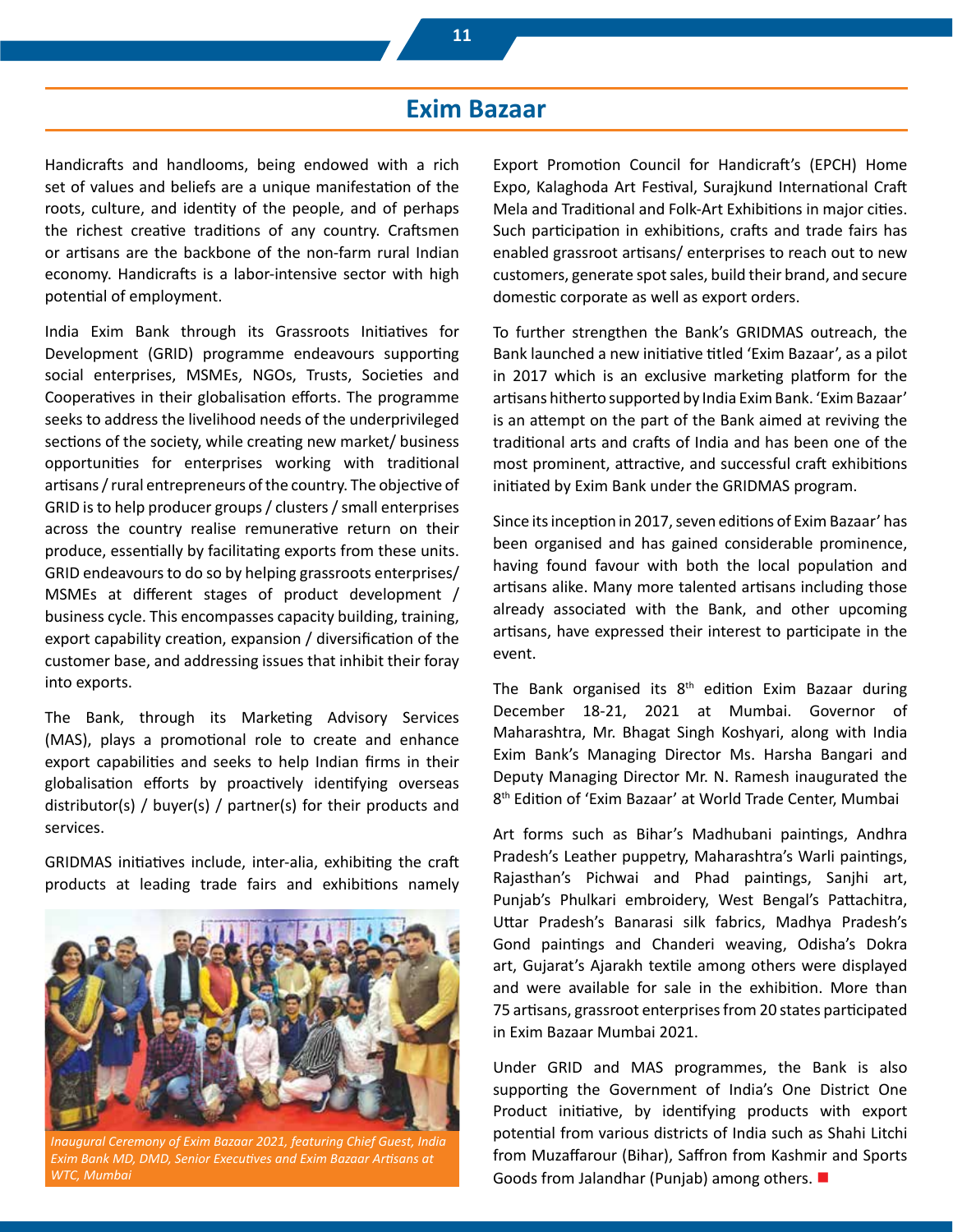# Exim Bazaar

Handicrafts and handlooms, being endowed with a rich set of values and beliefs are a unique manifestation of the roots, culture, and identity of the people, and of perhaps the richest creative traditions of any country. Craftsmen or artisans are the backbone of the non-farm rural Indian economy. Handicrafts is a labor-intensive sector with high potential of employment.

India Exim Bank through its Grassroots Initiatives for Development (GRID) programme endeavours supporting social enterprises, MSMEs, NGOs, Trusts, Societies and Cooperatives in their globalisation efforts. The programme seeks to address the livelihood needs of the underprivileged sections of the society, while creating new market/ business opportunities for enterprises working with traditional artisans / rural entrepreneurs of the country. The objective of GRID is to help producer groups / clusters / small enterprises across the country realise remunerative return on their produce, essentially by facilitating exports from these units. GRID endeavours to do so by helping grassroots enterprises/ MSMEs at different stages of product development / business cycle. This encompasses capacity building, training, export capability creation, expansion / diversification of the customer base, and addressing issues that inhibit their foray into exports.

The Bank, through its Marketing Advisory Services (MAS), plays a promotional role to create and enhance export capabilities and seeks to help Indian firms in their globalisation efforts by proactively identifying overseas distributor(s) / buyer(s) / partner(s) for their products and services.

GRIDMAS initiatives include, inter-alia, exhibiting the craft products at leading trade fairs and exhibitions namely Export Promotion Council for Handicraft's (EPCH) Home Expo, Kalaghoda Art Festival, Surajkund International Craft Mela and Traditional and Folk-Art Exhibitions in major cities. Such participation in exhibitions, crafts and trade fairs has enabled grassroot artisans/ enterprises to reach out to new customers, generate spot sales, build their brand, and secure domestic corporate as well as export orders.

*Inaugural Ceremony of Exim Bazaar 2021, featuring Chief Guest, India Exim Bank MD, DMD, Senior Executives and Exim Bazaar Artisans at WTC, Mumbai*

To further strengthen the Bank's GRIDMAS outreach, the Bank launched a new initiative titled 'Exim Bazaar', as a pilot in 2017 which is an exclusive marketing platform for the artisans hitherto supported by India Exim Bank. 'Exim Bazaar' is an attempt on the part of the Bank aimed at reviving the traditional arts and crafts of India and has been one of the most prominent, attractive, and successful craft exhibitions initiated by Exim Bank under the GRIDMAS program.

Since its inception in 2017, seven editions of Exim Bazaar' has been organised and has gained considerable prominence, having found favour with both the local population and artisans alike. Many more talented artisans including those already associated with the Bank, and other upcoming artisans, have expressed their interest to participate in the event.

The Bank organised its 8th edition Exim Bazaar during December 18-21, 2021 at Mumbai. Governor of Maharashtra, Mr. Bhagat Singh Koshyari, along with India Exim Bank's Managing Director Ms. Harsha Bangari and Deputy Managing Director Mr. N. Ramesh inaugurated the 8th Edition of 'Exim Bazaar' at World Trade Center, Mumbai

Art forms such as Bihar's Madhubani paintings, Andhra Pradesh's Leather puppetry, Maharashtra's Warli paintings, Rajasthan's Pichwai and Phad paintings, Sanjhi art, Punjab's Phulkari embroidery, West Bengal's Pattachitra, Uttar Pradesh's Banarasi silk fabrics, Madhya Pradesh's Gond paintings and Chanderi weaving, Odisha's Dokra art, Gujarat's Ajarakh textile among others were displayed and were available for sale in the exhibition. More than 75 artisans, grassroot enterprises from 20 states participated in Exim Bazaar Mumbai 2021.

Under GRID and MAS programmes, the Bank is also supporting the Government of India's One District One Product initiative, by identifying products with export potential from various districts of India such as Shahi Litchi from Muzaffarour (Bihar), Saffron from Kashmir and Sports Goods from Jalandhar (Punjab) among others.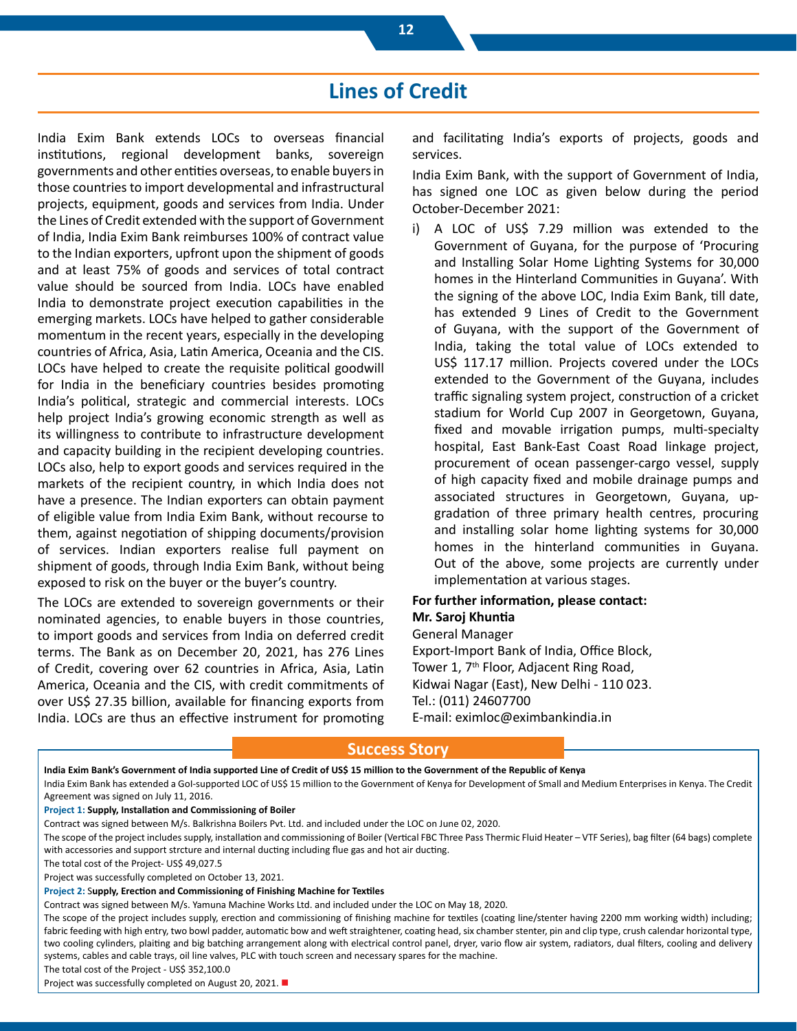# Lines of Credit

India Exim Bank extends LOCs to overseas financial institutions, regional development banks, sovereign governments and other entities overseas, to enable buyers in those countries to import developmental and infrastructural projects, equipment, goods and services from India. Under the Lines of Credit extended with the support of Government of India, India Exim Bank reimburses 100% of contract value to the Indian exporters, upfront upon the shipment of goods and at least 75% of goods and services of total contract value should be sourced from India. LOCs have enabled India to demonstrate project execution capabilities in the emerging markets. LOCs have helped to gather considerable momentum in the recent years, especially in the developing countries of Africa, Asia, Latin America, Oceania and the CIS. LOCs have helped to create the requisite political goodwill for India in the beneficiary countries besides promoting India's political, strategic and commercial interests. LOCs help project India's growing economic strength as well as its willingness to contribute to infrastructure development and capacity building in the recipient developing countries. LOCs also, help to export goods and services required in the markets of the recipient country, in which India does not have a presence. The Indian exporters can obtain payment of eligible value from India Exim Bank, without recourse to them, against negotiation of shipping documents/provision of services. Indian exporters realise full payment on shipment of goods, through India Exim Bank, without being exposed to risk on the buyer or the buyer's country.

The LOCs are extended to sovereign governments or their nominated agencies, to enable buyers in those countries, to import goods and services from India on deferred credit terms. The Bank as on December 20, 2021, has 276 Lines of Credit, covering over 62 countries in Africa, Asia, Latin America, Oceania and the CIS, with credit commitments of over US$ 27.35 billion, available for financing exports from India. LOCs are thus an effective instrument for promoting and facilitating India's exports of projects, goods and services.

India Exim Bank, with the support of Government of India, has signed one LOC as given below during the period October-December 2021:

i) A LOC of US$ 7.29 million was extended to the Government of Guyana, for the purpose of 'Procuring and Installing Solar Home Lighting Systems for 30,000 homes in the Hinterland Communities in Guyana'. With the signing of the above LOC, India Exim Bank, till date, has extended 9 Lines of Credit to the Government of Guyana, with the support of the Government of India, taking the total value of LOCs extended to US$ 117.17 million. Projects covered under the LOCs extended to the Government of the Guyana, includes traffic signaling system project, construction of a cricket stadium for World Cup 2007 in Georgetown, Guyana, fixed and movable irrigation pumps, multi-specialty hospital, East Bank-East Coast Road linkage project, procurement of ocean passenger-cargo vessel, supply of high capacity fixed and mobile drainage pumps and associated structures in Georgetown, Guyana, up-gradation of three primary health centres, procuring and installing solar home lighting systems for 30,000 homes in the hinterland communities in Guyana. Out of the above, some projects are currently under implementation at various stages.

**For further information, please contact:**
**Mr. Saroj Khuntia**
General Manager
Export-Import Bank of India, Office Block,
Tower 1, 7th Floor, Adjacent Ring Road,
Kidwai Nagar (East), New Delhi - 110 023.
Tel.: (011) 24607700
E-mail: eximloc@eximbankindia.in

## Success Story

**India Exim Bank's Government of India supported Line of Credit of US$ 15 million to the Government of the Republic of Kenya**

India Exim Bank has extended a GoI-supported LOC of US$ 15 million to the Government of Kenya for Development of Small and Medium Enterprises in Kenya. The Credit Agreement was signed on July 11, 2016.

**Project 1: Supply, Installation and Commissioning of Boiler**

Contract was signed between M/s. Balkrishna Boilers Pvt. Ltd. and included under the LOC on June 02, 2020.

The scope of the project includes supply, installation and commissioning of Boiler (Vertical FBC Three Pass Thermic Fluid Heater – VTF Series), bag filter (64 bags) complete with accessories and support strcture and internal ducting including flue gas and hot air ducting.

The total cost of the Project- US$ 49,027.5

Project was successfully completed on October 13, 2021.

**Project 2: Supply, Erection and Commissioning of Finishing Machine for Textiles**

Contract was signed between M/s. Yamuna Machine Works Ltd. and included under the LOC on May 18, 2020.

The scope of the project includes supply, erection and commissioning of finishing machine for textiles (coating line/stenter having 2200 mm working width) including; fabric feeding with high entry, two bowl padder, automatic bow and weft straightener, coating head, six chamber stenter, pin and clip type, crush calendar horizontal type, two cooling cylinders, plaiting and big batching arrangement along with electrical control panel, dryer, vario flow air system, radiators, dual filters, cooling and delivery systems, cables and cable trays, oil line valves, PLC with touch screen and necessary spares for the machine.

The total cost of the Project - US$ 352,100.0

Project was successfully completed on August 20, 2021.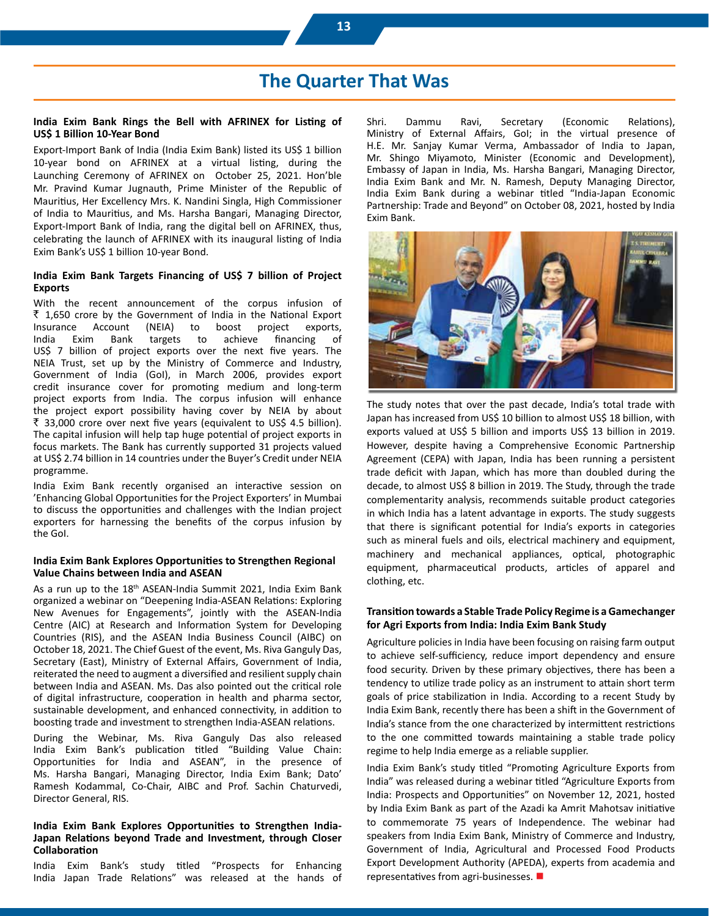## The Quarter That Was

### India Exim Bank Rings the Bell with AFRINEX for Listing of US$ 1 Billion 10-Year Bond

Export-Import Bank of India (India Exim Bank) listed its US$ 1 billion 10-year bond on AFRINEX at a virtual listing, during the Launching Ceremony of AFRINEX on October 25, 2021. Hon'ble Mr. Pravind Kumar Jugnauth, Prime Minister of the Republic of Mauritius, Her Excellency Mrs. K. Nandini Singla, High Commissioner of India to Mauritius, and Ms. Harsha Bangari, Managing Director, Export-Import Bank of India, rang the digital bell on AFRINEX, thus, celebrating the launch of AFRINEX with its inaugural listing of India Exim Bank's US$ 1 billion 10-year Bond.

### India Exim Bank Targets Financing of US$ 7 billion of Project Exports

With the recent announcement of the corpus infusion of ₹ 1,650 crore by the Government of India in the National Export Insurance Account (NEIA) to boost project exports, India Exim Bank targets to achieve financing of US$ 7 billion of project exports over the next five years. The NEIA Trust, set up by the Ministry of Commerce and Industry, Government of India (GoI), in March 2006, provides export credit insurance cover for promoting medium and long-term project exports from India. The corpus infusion will enhance the project export possibility having cover by NEIA by about ₹ 33,000 crore over next five years (equivalent to US$ 4.5 billion). The capital infusion will help tap huge potential of project exports in focus markets. The Bank has currently supported 31 projects valued at US$ 2.74 billion in 14 countries under the Buyer's Credit under NEIA programme.

India Exim Bank recently organised an interactive session on 'Enhancing Global Opportunities for the Project Exporters' in Mumbai to discuss the opportunities and challenges with the Indian project exporters for harnessing the benefits of the corpus infusion by the GoI.

### India Exim Bank Explores Opportunities to Strengthen Regional Value Chains between India and ASEAN

As a run up to the 18th ASEAN-India Summit 2021, India Exim Bank organized a webinar on "Deepening India-ASEAN Relations: Exploring New Avenues for Engagements", jointly with the ASEAN-India Centre (AIC) at Research and Information System for Developing Countries (RIS), and the ASEAN India Business Council (AIBC) on October 18, 2021. The Chief Guest of the event, Ms. Riva Ganguly Das, Secretary (East), Ministry of External Affairs, Government of India, reiterated the need to augment a diversified and resilient supply chain between India and ASEAN. Ms. Das also pointed out the critical role of digital infrastructure, cooperation in health and pharma sector, sustainable development, and enhanced connectivity, in addition to boosting trade and investment to strengthen India-ASEAN relations.

During the Webinar, Ms. Riva Ganguly Das also released India Exim Bank's publication titled "Building Value Chain: Opportunities for India and ASEAN", in the presence of Ms. Harsha Bangari, Managing Director, India Exim Bank; Dato' Ramesh Kodammal, Co-Chair, AIBC and Prof. Sachin Chaturvedi, Director General, RIS.

### India Exim Bank Explores Opportunities to Strengthen India-Japan Relations beyond Trade and Investment, through Closer Collaboration

India Exim Bank's study titled "Prospects for Enhancing India Japan Trade Relations" was released at the hands of Shri. Dammu Ravi, Secretary (Economic Relations), Ministry of External Affairs, GoI; in the virtual presence of H.E. Mr. Sanjay Kumar Verma, Ambassador of India to Japan, Mr. Shingo Miyamoto, Minister (Economic and Development), Embassy of Japan in India, Ms. Harsha Bangari, Managing Director, India Exim Bank and Mr. N. Ramesh, Deputy Managing Director, India Exim Bank during a webinar titled "India-Japan Economic Partnership: Trade and Beyond" on October 08, 2021, hosted by India Exim Bank.

The study notes that over the past decade, India's total trade with Japan has increased from US$ 10 billion to almost US$ 18 billion, with exports valued at US$ 5 billion and imports US$ 13 billion in 2019. However, despite having a Comprehensive Economic Partnership Agreement (CEPA) with Japan, India has been running a persistent trade deficit with Japan, which has more than doubled during the decade, to almost US$ 8 billion in 2019. The Study, through the trade complementarity analysis, recommends suitable product categories in which India has a latent advantage in exports. The study suggests that there is significant potential for India's exports in categories such as mineral fuels and oils, electrical machinery and equipment, machinery and mechanical appliances, optical, photographic equipment, pharmaceutical products, articles of apparel and clothing, etc.

### Transition towards a Stable Trade Policy Regime is a Gamechanger for Agri Exports from India: India Exim Bank Study

Agriculture policies in India have been focusing on raising farm output to achieve self-sufficiency, reduce import dependency and ensure food security. Driven by these primary objectives, there has been a tendency to utilize trade policy as an instrument to attain short term goals of price stabilization in India. According to a recent Study by India Exim Bank, recently there has been a shift in the Government of India's stance from the one characterized by intermittent restrictions to the one committed towards maintaining a stable trade policy regime to help India emerge as a reliable supplier.

India Exim Bank's study titled "Promoting Agriculture Exports from India" was released during a webinar titled "Agriculture Exports from India: Prospects and Opportunities" on November 12, 2021, hosted by India Exim Bank as part of the Azadi ka Amrit Mahotsav initiative to commemorate 75 years of Independence. The webinar had speakers from India Exim Bank, Ministry of Commerce and Industry, Government of India, Agricultural and Processed Food Products Export Development Authority (APEDA), experts from academia and representatives from agri-businesses.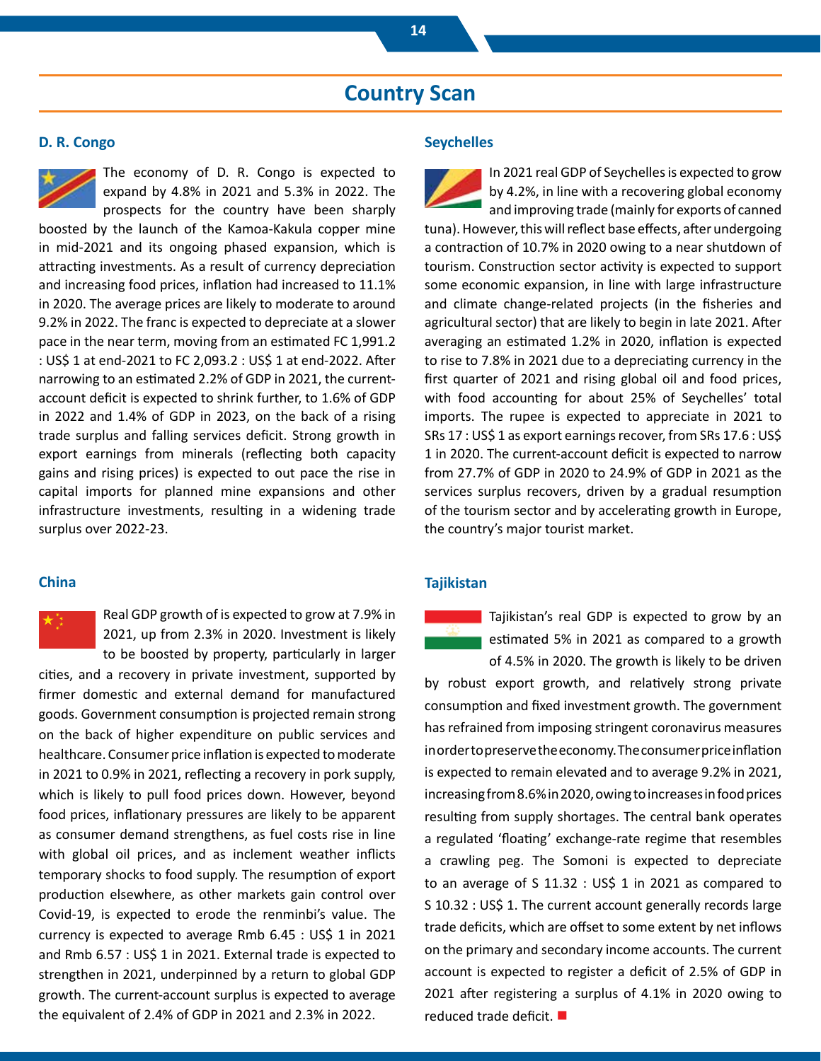# Country Scan

## D. R. Congo

The economy of D. R. Congo is expected to expand by 4.8% in 2021 and 5.3% in 2022. The prospects for the country have been sharply boosted by the launch of the Kamoa-Kakula copper mine in mid-2021 and its ongoing phased expansion, which is attracting investments. As a result of currency depreciation and increasing food prices, inflation had increased to 11.1% in 2020. The average prices are likely to moderate to around 9.2% in 2022. The franc is expected to depreciate at a slower pace in the near term, moving from an estimated FC 1,991.2 : US$ 1 at end-2021 to FC 2,093.2 : US$ 1 at end-2022. After narrowing to an estimated 2.2% of GDP in 2021, the current-account deficit is expected to shrink further, to 1.6% of GDP in 2022 and 1.4% of GDP in 2023, on the back of a rising trade surplus and falling services deficit. Strong growth in export earnings from minerals (reflecting both capacity gains and rising prices) is expected to out pace the rise in capital imports for planned mine expansions and other infrastructure investments, resulting in a widening trade surplus over 2022-23.

## China

Real GDP growth of is expected to grow at 7.9% in 2021, up from 2.3% in 2020. Investment is likely to be boosted by property, particularly in larger cities, and a recovery in private investment, supported by firmer domestic and external demand for manufactured goods. Government consumption is projected remain strong on the back of higher expenditure on public services and healthcare. Consumer price inflation is expected to moderate in 2021 to 0.9% in 2021, reflecting a recovery in pork supply, which is likely to pull food prices down. However, beyond food prices, inflationary pressures are likely to be apparent as consumer demand strengthens, as fuel costs rise in line with global oil prices, and as inclement weather inflicts temporary shocks to food supply. The resumption of export production elsewhere, as other markets gain control over Covid-19, is expected to erode the renminbi's value. The currency is expected to average Rmb 6.45 : US$ 1 in 2021 and Rmb 6.57 : US$ 1 in 2021. External trade is expected to strengthen in 2021, underpinned by a return to global GDP growth. The current-account surplus is expected to average the equivalent of 2.4% of GDP in 2021 and 2.3% in 2022.

## Seychelles

In 2021 real GDP of Seychelles is expected to grow by 4.2%, in line with a recovering global economy and improving trade (mainly for exports of canned tuna). However, this will reflect base effects, after undergoing a contraction of 10.7% in 2020 owing to a near shutdown of tourism. Construction sector activity is expected to support some economic expansion, in line with large infrastructure and climate change-related projects (in the fisheries and agricultural sector) that are likely to begin in late 2021. After averaging an estimated 1.2% in 2020, inflation is expected to rise to 7.8% in 2021 due to a depreciating currency in the first quarter of 2021 and rising global oil and food prices, with food accounting for about 25% of Seychelles' total imports. The rupee is expected to appreciate in 2021 to SRs 17 : US$ 1 as export earnings recover, from SRs 17.6 : US$ 1 in 2020. The current-account deficit is expected to narrow from 27.7% of GDP in 2020 to 24.9% of GDP in 2021 as the services surplus recovers, driven by a gradual resumption of the tourism sector and by accelerating growth in Europe, the country's major tourist market.

## Tajikistan

Tajikistan's real GDP is expected to grow by an estimated 5% in 2021 as compared to a growth of 4.5% in 2020. The growth is likely to be driven by robust export growth, and relatively strong private consumption and fixed investment growth. The government has refrained from imposing stringent coronavirus measures in order to preserve the economy. The consumer price inflation is expected to remain elevated and to average 9.2% in 2021, increasing from 8.6% in 2020, owing to increases in food prices resulting from supply shortages. The central bank operates a regulated 'floating' exchange-rate regime that resembles a crawling peg. The Somoni is expected to depreciate to an average of S 11.32 : US$ 1 in 2021 as compared to S 10.32 : US$ 1. The current account generally records large trade deficits, which are offset to some extent by net inflows on the primary and secondary income accounts. The current account is expected to register a deficit of 2.5% of GDP in 2021 after registering a surplus of 4.1% in 2020 owing to reduced trade deficit. ■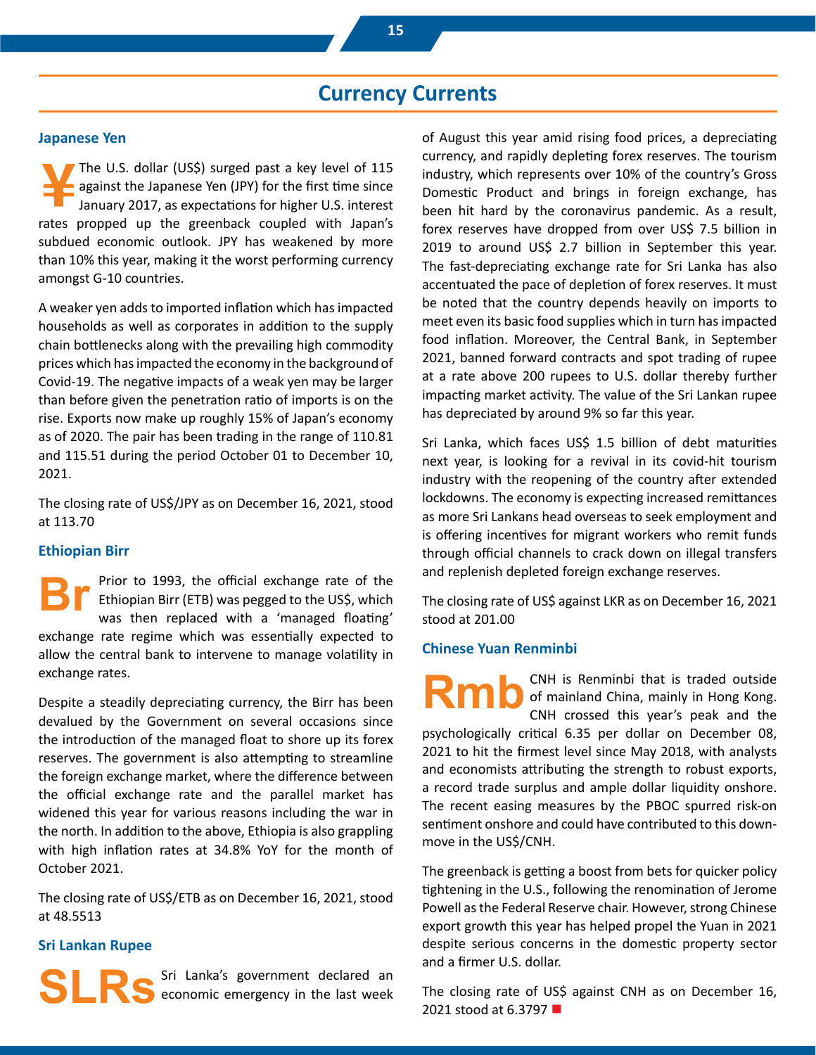# Currency Currents

## Japanese Yen

¥ The U.S. dollar (US$) surged past a key level of 115 against the Japanese Yen (JPY) for the first time since January 2017, as expectations for higher U.S. interest rates propped up the greenback coupled with Japan's subdued economic outlook. JPY has weakened by more than 10% this year, making it the worst performing currency amongst G-10 countries.

A weaker yen adds to imported inflation which has impacted households as well as corporates in addition to the supply chain bottlenecks along with the prevailing high commodity prices which has impacted the economy in the background of Covid-19. The negative impacts of a weak yen may be larger than before given the penetration ratio of imports is on the rise. Exports now make up roughly 15% of Japan's economy as of 2020. The pair has been trading in the range of 110.81 and 115.51 during the period October 01 to December 10, 2021.

The closing rate of US$/JPY as on December 16, 2021, stood at 113.70

## Ethiopian Birr

Br Prior to 1993, the official exchange rate of the Ethiopian Birr (ETB) was pegged to the US$, which was then replaced with a 'managed floating' exchange rate regime which was essentially expected to allow the central bank to intervene to manage volatility in exchange rates.

Despite a steadily depreciating currency, the Birr has been devalued by the Government on several occasions since the introduction of the managed float to shore up its forex reserves. The government is also attempting to streamline the foreign exchange market, where the difference between the official exchange rate and the parallel market has widened this year for various reasons including the war in the north. In addition to the above, Ethiopia is also grappling with high inflation rates at 34.8% YoY for the month of October 2021.

The closing rate of US$/ETB as on December 16, 2021, stood at 48.5513

## Sri Lankan Rupee

SLRs Sri Lanka's government declared an economic emergency in the last week of August this year amid rising food prices, a depreciating currency, and rapidly depleting forex reserves. The tourism industry, which represents over 10% of the country's Gross Domestic Product and brings in foreign exchange, has been hit hard by the coronavirus pandemic. As a result, forex reserves have dropped from over US$ 7.5 billion in 2019 to around US$ 2.7 billion in September this year. The fast-depreciating exchange rate for Sri Lanka has also accentuated the pace of depletion of forex reserves. It must be noted that the country depends heavily on imports to meet even its basic food supplies which in turn has impacted food inflation. Moreover, the Central Bank, in September 2021, banned forward contracts and spot trading of rupee at a rate above 200 rupees to U.S. dollar thereby further impacting market activity. The value of the Sri Lankan rupee has depreciated by around 9% so far this year.

Sri Lanka, which faces US$ 1.5 billion of debt maturities next year, is looking for a revival in its covid-hit tourism industry with the reopening of the country after extended lockdowns. The economy is expecting increased remittances as more Sri Lankans head overseas to seek employment and is offering incentives for migrant workers who remit funds through official channels to crack down on illegal transfers and replenish depleted foreign exchange reserves.

The closing rate of US$ against LKR as on December 16, 2021 stood at 201.00

## Chinese Yuan Renminbi

Rmb CNH is Renminbi that is traded outside of mainland China, mainly in Hong Kong. CNH crossed this year's peak and the psychologically critical 6.35 per dollar on December 08, 2021 to hit the firmest level since May 2018, with analysts and economists attributing the strength to robust exports, a record trade surplus and ample dollar liquidity onshore. The recent easing measures by the PBOC spurred risk-on sentiment onshore and could have contributed to this down-move in the US$/CNH.

The greenback is getting a boost from bets for quicker policy tightening in the U.S., following the renomination of Jerome Powell as the Federal Reserve chair. However, strong Chinese export growth this year has helped propel the Yuan in 2021 despite serious concerns in the domestic property sector and a firmer U.S. dollar.

The closing rate of US$ against CNH as on December 16, 2021 stood at 6.3797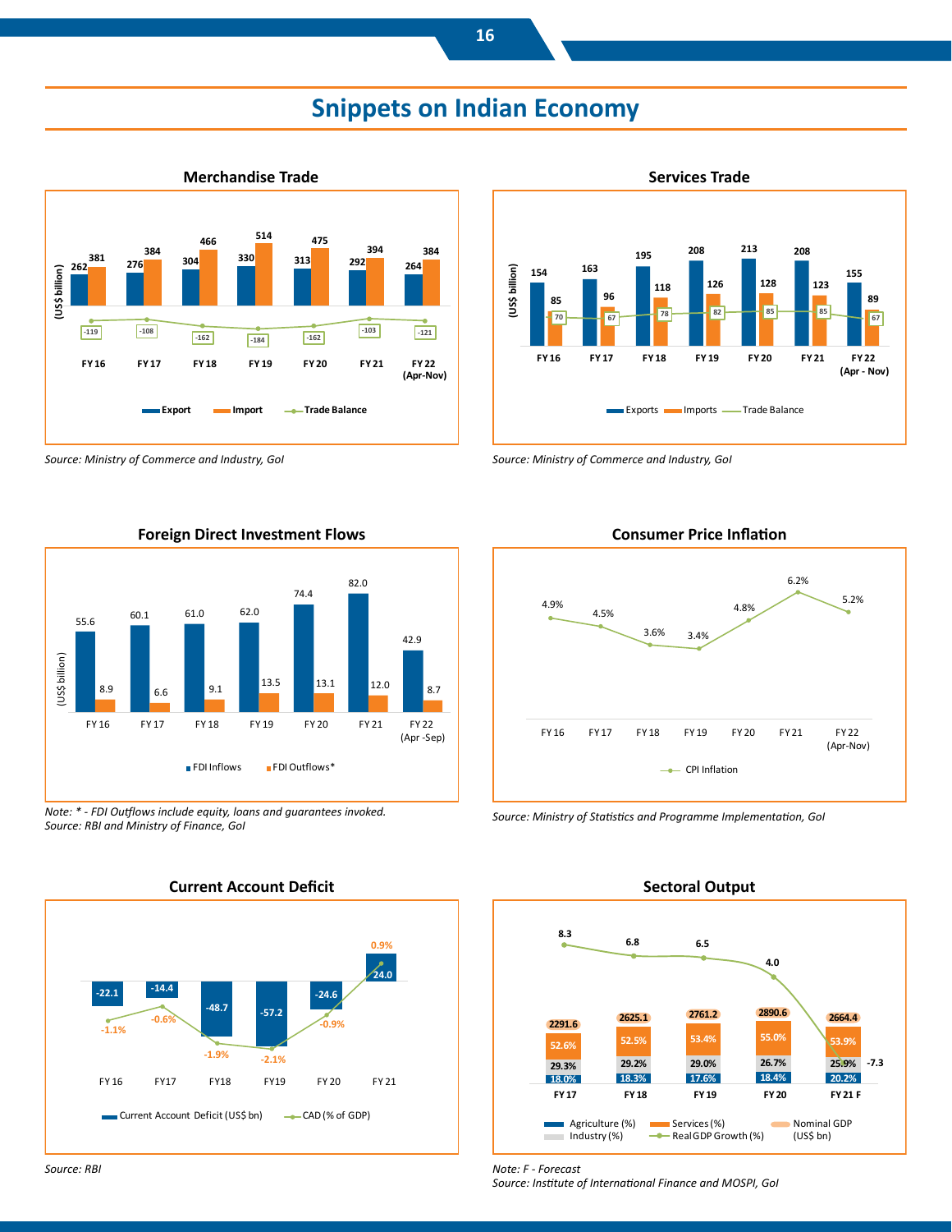# Snippets on Indian Economy

## Merchandise Trade

(US$ billion)

262 381 | 276 384 | 304 466 | 330 514 | 313 475 | 292 394 | 264 384

-119 | -108 | -162 | -184 | -162 | -103 | -121

FY 16 | FY 17 | FY 18 | FY 19 | FY 20 | FY 21 | FY 22 (Apr-Nov)

Export | Import | Trade Balance

*Source: Ministry of Commerce and Industry, GoI*

## Services Trade

(US$ billion)

154 85 70 | 163 96 67 | 195 118 78 | 208 126 82 | 213 128 85 | 208 123 85 | 155 89 67

FY 16 | FY 17 | FY 18 | FY 19 | FY 20 | FY 21 | FY 22 (Apr - Nov)

Exports | Imports | Trade Balance

*Source: Ministry of Commerce and Industry, GoI*

## Foreign Direct Investment Flows

(US$ billion)

55.6 8.9 | 60.1 6.6 | 61.0 9.1 | 62.0 13.5 | 74.4 13.1 | 82.0 12.0 | 42.9 8.7

FY 16 | FY 17 | FY 18 | FY 19 | FY 20 | FY 21 | FY 22 (Apr -Sep)

FDI Inflows | FDI Outflows*

*Note: * - FDI Outflows include equity, loans and guarantees invoked.*
*Source: RBI and Ministry of Finance, GoI*

## Consumer Price Inflation

4.9% | 4.5% | 3.6% | 3.4% | 4.8% | 6.2% | 5.2%

FY 16 | FY 17 | FY 18 | FY 19 | FY 20 | FY 21 | FY 22 (Apr-Nov)

CPI Inflation

*Source: Ministry of Statistics and Programme Implementation, GoI*

## Current Account Deficit

-22.1 -1.1% | -14.4 -0.6% | -48.7 -1.9% | -57.2 -2.1% | -24.6 -0.9% | 24.0 0.9%

FY 16 | FY17 | FY18 | FY19 | FY 20 | FY 21

Current Account Deficit (US$ bn) | CAD (% of GDP)

*Source: RBI*

## Sectoral Output

8.3 | 6.8 | 6.5 | 4.0 | -7.3

2291.6 | 2625.1 | 2761.2 | 2890.6 | 2664.4

52.6% 29.3% 18.0% | 52.5% 29.2% 18.3% | 53.4% 29.0% 17.6% | 55.0% 26.7% 18.4% | 53.9% 25.9% 20.2%

FY 17 | FY 18 | FY 19 | FY 20 | FY 21 F

Agriculture (%) | Industry (%) | Services (%) | Real GDP Growth (%) | Nominal GDP (US$ bn)

*Note: F - Forecast*
*Source: Institute of International Finance and MOSPI, GoI*